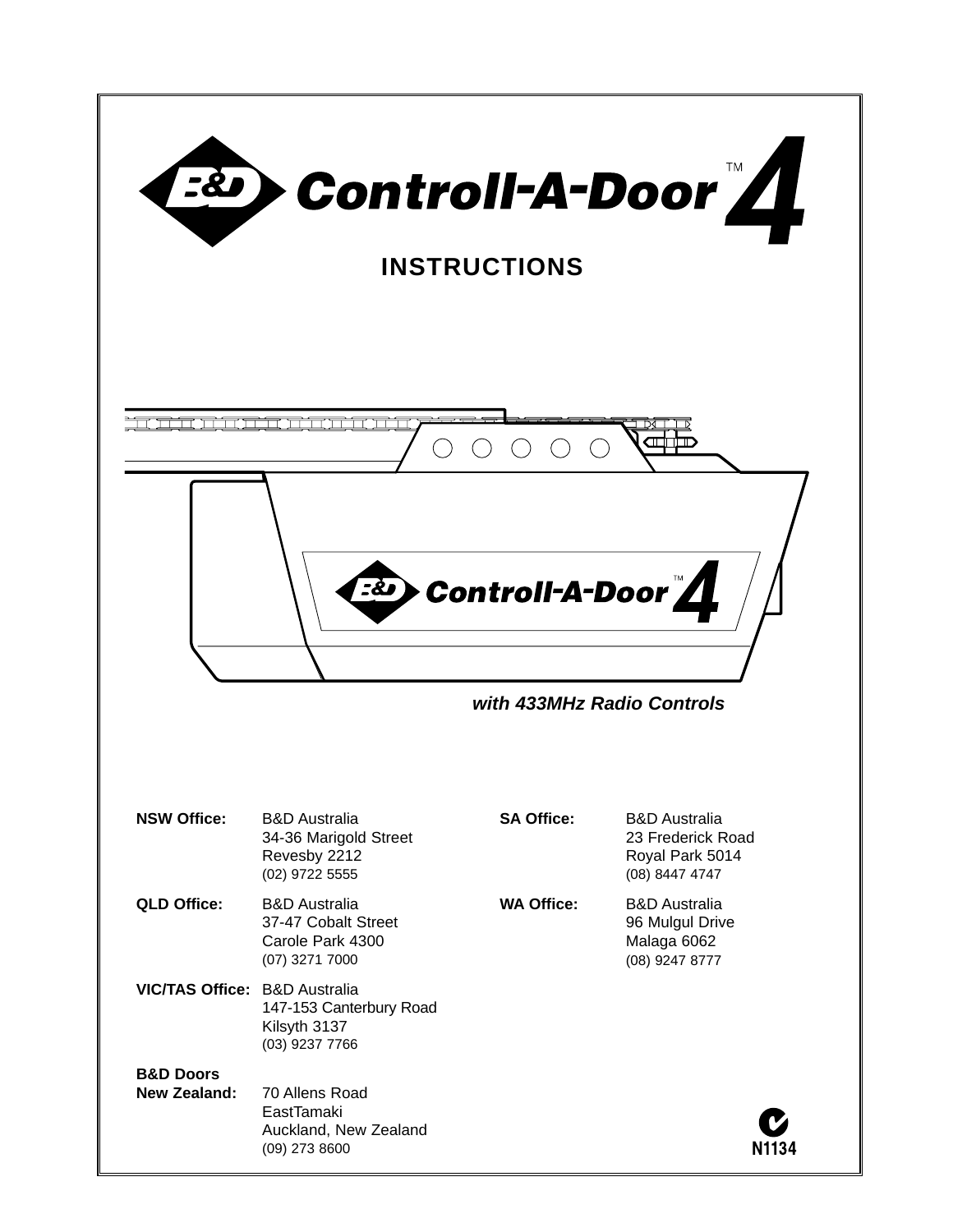# B&D Controll-A-Door™ 4

## INSTRUCTIONS

*with 433MHz Radio Controls*

**NSW Office:** B&D Australia
34-36 Marigold Street
Revesby 2212
(02) 9722 5555

**QLD Office:** B&D Australia
37-47 Cobalt Street
Carole Park 4300
(07) 3271 7000

**VIC/TAS Office:** B&D Australia
147-153 Canterbury Road
Kilsyth 3137
(03) 9237 7766

**B&D Doors New Zealand:** 70 Allens Road
EastTamaki
Auckland, New Zealand
(09) 273 8600

**SA Office:** B&D Australia
23 Frederick Road
Royal Park 5014
(08) 8447 4747

**WA Office:** B&D Australia
96 Mulgul Drive
Malaga 6062
(08) 9247 8777

N1134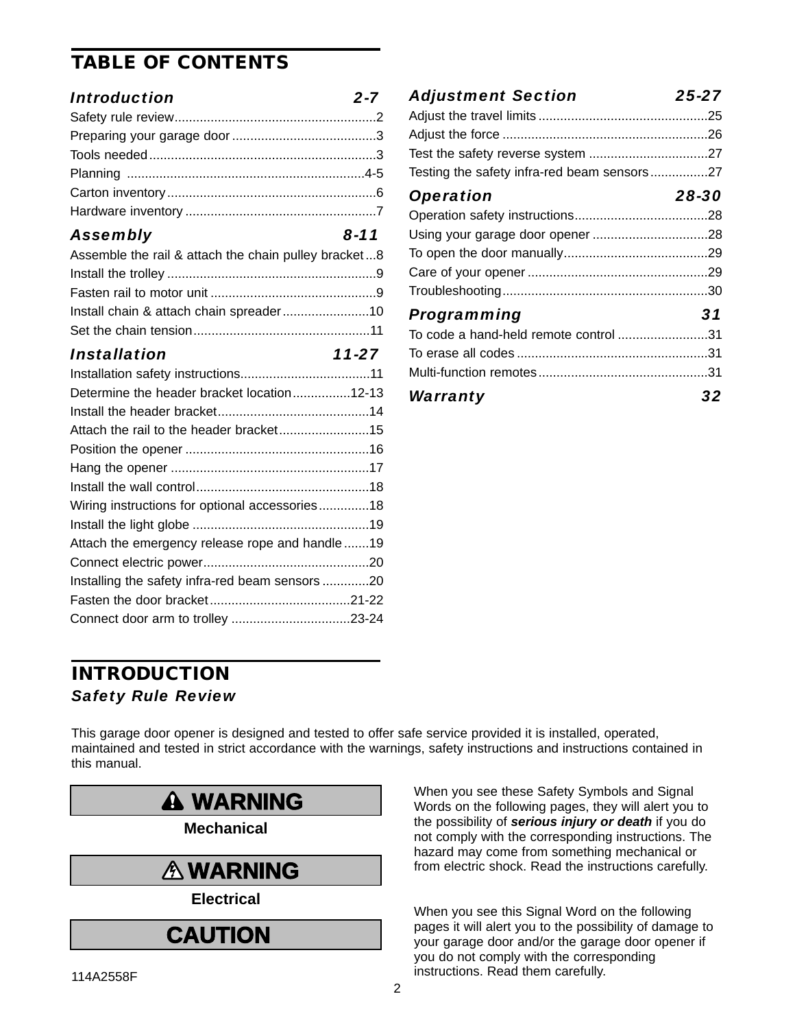# TABLE OF CONTENTS

| Section | Pages |
|---|---|
| ***Introduction*** | ***2-7*** |
| Safety rule review | 2 |
| Preparing your garage door | 3 |
| Tools needed | 3 |
| Planning | 4-5 |
| Carton inventory | 6 |
| Hardware inventory | 7 |
| ***Assembly*** | ***8-11*** |
| Assemble the rail & attach the chain pulley bracket | 8 |
| Install the trolley | 9 |
| Fasten rail to motor unit | 9 |
| Install chain & attach chain spreader | 10 |
| Set the chain tension | 11 |
| ***Installation*** | ***11-27*** |
| Installation safety instructions | 11 |
| Determine the header bracket location | 12-13 |
| Install the header bracket | 14 |
| Attach the rail to the header bracket | 15 |
| Position the opener | 16 |
| Hang the opener | 17 |
| Install the wall control | 18 |
| Wiring instructions for optional accessories | 18 |
| Install the light globe | 19 |
| Attach the emergency release rope and handle | 19 |
| Connect electric power | 20 |
| Installing the safety infra-red beam sensors | 20 |
| Fasten the door bracket | 21-22 |
| Connect door arm to trolley | 23-24 |
| ***Adjustment Section*** | ***25-27*** |
| Adjust the travel limits | 25 |
| Adjust the force | 26 |
| Test the safety reverse system | 27 |
| Testing the safety infra-red beam sensors | 27 |
| ***Operation*** | ***28-30*** |
| Operation safety instructions | 28 |
| Using your garage door opener | 28 |
| To open the door manually | 29 |
| Care of your opener | 29 |
| Troubleshooting | 30 |
| ***Programming*** | ***31*** |
| To code a hand-held remote control | 31 |
| To erase all codes | 31 |
| Multi-function remotes | 31 |
| ***Warranty*** | ***32*** |

# INTRODUCTION

## *Safety Rule Review*

This garage door opener is designed and tested to offer safe service provided it is installed, operated, maintained and tested in strict accordance with the warnings, safety instructions and instructions contained in this manual.

**⚠ WARNING**

**Mechanical**

**⚠ WARNING**

**Electrical**

When you see these Safety Symbols and Signal Words on the following pages, they will alert you to the possibility of ***serious injury or death*** if you do not comply with the corresponding instructions. The hazard may come from something mechanical or from electric shock. Read the instructions carefully.

**CAUTION**

When you see this Signal Word on the following pages it will alert you to the possibility of damage to your garage door and/or the garage door opener if you do not comply with the corresponding instructions. Read them carefully.

114A2558F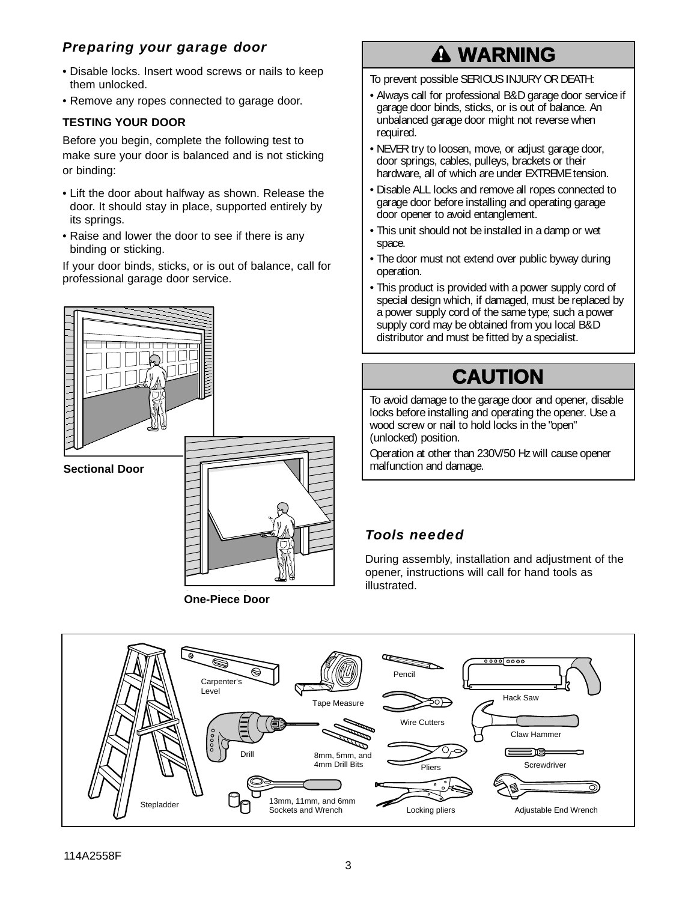## *Preparing your garage door*

- Disable locks. Insert wood screws or nails to keep them unlocked.
- Remove any ropes connected to garage door.

**TESTING YOUR DOOR**

Before you begin, complete the following test to make sure your door is balanced and is not sticking or binding:

- Lift the door about halfway as shown. Release the door. It should stay in place, supported entirely by its springs.
- Raise and lower the door to see if there is any binding or sticking.

If your door binds, sticks, or is out of balance, call for professional garage door service.

**Sectional Door**

**One-Piece Door**

## ⚠ WARNING

To prevent possible SERIOUS INJURY OR DEATH:

- Always call for professional B&D garage door service if garage door binds, sticks, or is out of balance. An unbalanced garage door might not reverse when required.
- NEVER try to loosen, move, or adjust garage door, door springs, cables, pulleys, brackets or their hardware, all of which are under EXTREME tension.
- Disable ALL locks and remove all ropes connected to garage door before installing and operating garage door opener to avoid entanglement.
- This unit should not be installed in a damp or wet space.
- The door must not extend over public byway during operation.
- This product is provided with a power supply cord of special design which, if damaged, must be replaced by a power supply cord of the same type; such a power supply cord may be obtained from you local B&D distributor and must be fitted by a specialist.

## CAUTION

To avoid damage to the garage door and opener, disable locks before installing and operating the opener. Use a wood screw or nail to hold locks in the "open" (unlocked) position.

Operation at other than 230V/50 Hz will cause opener malfunction and damage.

## *Tools needed*

During assembly, installation and adjustment of the opener, instructions will call for hand tools as illustrated.

Stepladder, Carpenter's Level, Tape Measure, Pencil, Hack Saw, Wire Cutters, Claw Hammer, Drill, 8mm, 5mm, and 4mm Drill Bits, Pliers, Screwdriver, 13mm, 11mm, and 6mm Sockets and Wrench, Locking pliers, Adjustable End Wrench

114A2558F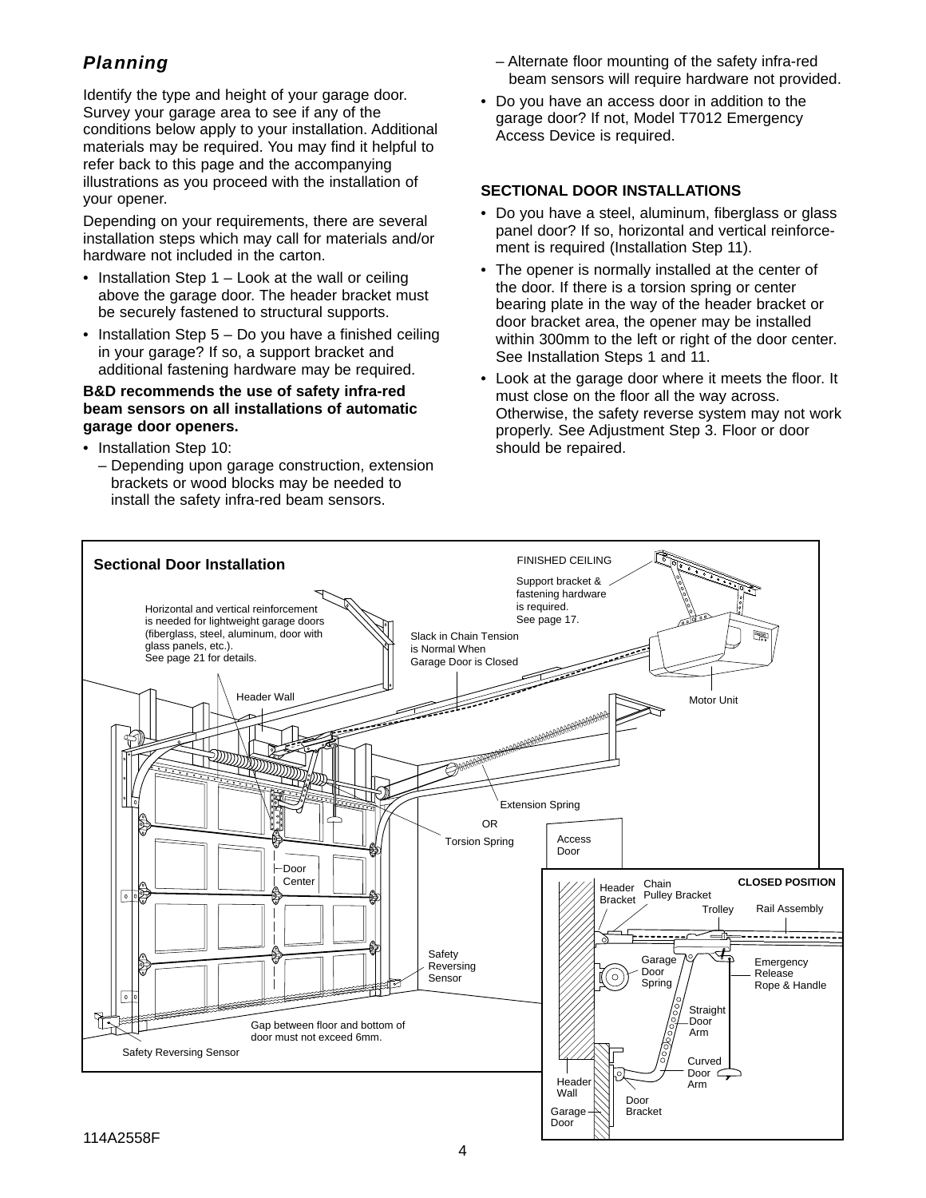## *Planning*

Identify the type and height of your garage door. Survey your garage area to see if any of the conditions below apply to your installation. Additional materials may be required. You may find it helpful to refer back to this page and the accompanying illustrations as you proceed with the installation of your opener.

Depending on your requirements, there are several installation steps which may call for materials and/or hardware not included in the carton.

- Installation Step 1 – Look at the wall or ceiling above the garage door. The header bracket must be securely fastened to structural supports.
- Installation Step 5 – Do you have a finished ceiling in your garage? If so, a support bracket and additional fastening hardware may be required.

**B&D recommends the use of safety infra-red beam sensors on all installations of automatic garage door openers.**

- Installation Step 10:
  - Depending upon garage construction, extension brackets or wood blocks may be needed to install the safety infra-red beam sensors.
  - Alternate floor mounting of the safety infra-red beam sensors will require hardware not provided.
- Do you have an access door in addition to the garage door? If not, Model T7012 Emergency Access Device is required.

### SECTIONAL DOOR INSTALLATIONS

- Do you have a steel, aluminum, fiberglass or glass panel door? If so, horizontal and vertical reinforcement is required (Installation Step 11).
- The opener is normally installed at the center of the door. If there is a torsion spring or center bearing plate in the way of the header bracket or door bracket area, the opener may be installed within 300mm to the left or right of the door center. See Installation Steps 1 and 11.
- Look at the garage door where it meets the floor. It must close on the floor all the way across. Otherwise, the safety reverse system may not work properly. See Adjustment Step 3. Floor or door should be repaired.

**Sectional Door Installation**

FINISHED CEILING

Support bracket & fastening hardware is required. See page 17.

Horizontal and vertical reinforcement is needed for lightweight garage doors (fiberglass, steel, aluminum, door with glass panels, etc.). See page 21 for details.

Slack in Chain Tension is Normal When Garage Door is Closed

Header Wall

Motor Unit

Extension Spring

OR

Torsion Spring

Access Door

Door Center

Safety Reversing Sensor

Gap between floor and bottom of door must not exceed 6mm.

Safety Reversing Sensor

**CLOSED POSITION**

Header Bracket, Chain Pulley Bracket, Trolley, Rail Assembly, Garage Door Spring, Emergency Release Rope & Handle, Straight Door Arm, Curved Door Arm, Header Wall, Door Bracket, Garage Door

114A2558F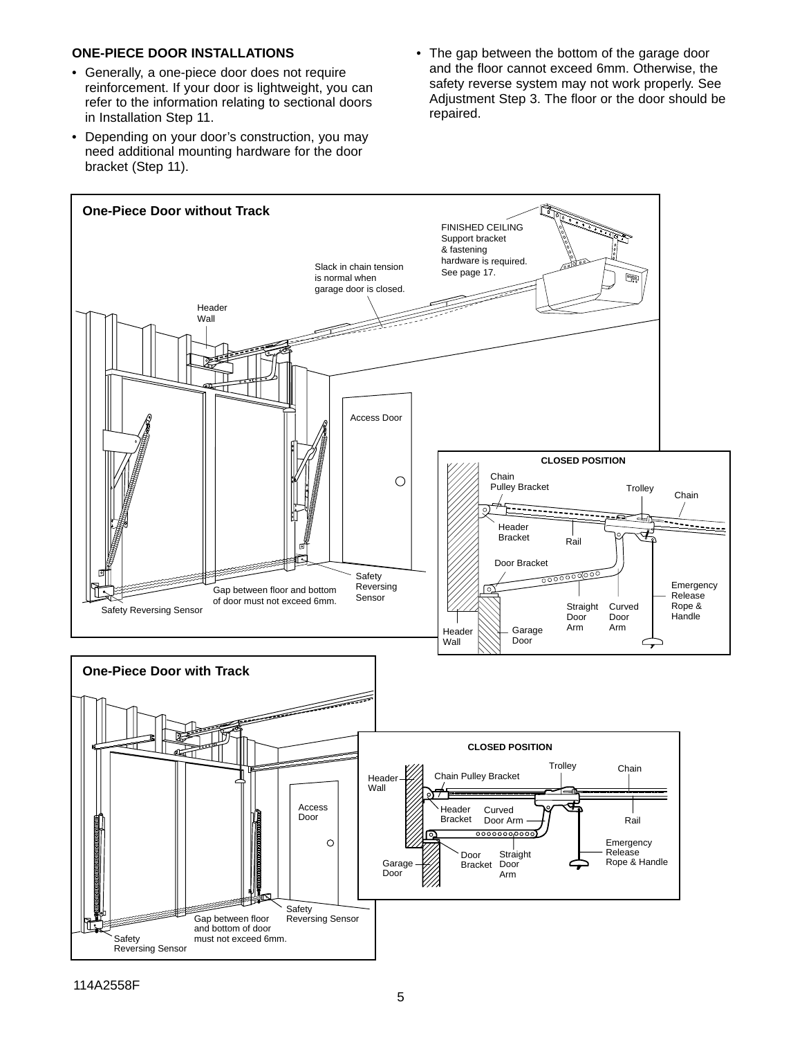## ONE-PIECE DOOR INSTALLATIONS

- Generally, a one-piece door does not require reinforcement. If your door is lightweight, you can refer to the information relating to sectional doors in Installation Step 11.
- Depending on your door's construction, you may need additional mounting hardware for the door bracket (Step 11).
- The gap between the bottom of the garage door and the floor cannot exceed 6mm. Otherwise, the safety reverse system may not work properly. See Adjustment Step 3. The floor or the door should be repaired.

**One-Piece Door without Track**

FINISHED CEILING Support bracket & fastening hardware is required. See page 17.

Slack in chain tension is normal when garage door is closed.

Header Wall

Access Door

Safety Reversing Sensor

Gap between floor and bottom of door must not exceed 6mm.

Safety Reversing Sensor

**CLOSED POSITION**

Chain Pulley Bracket, Trolley, Chain, Header Bracket, Rail, Door Bracket, Emergency Release Rope & Handle, Straight Door Arm, Curved Door Arm, Header Wall, Garage Door

**One-Piece Door with Track**

Access Door

Safety Reversing Sensor

Gap between floor and bottom of door must not exceed 6mm.

Safety Reversing Sensor

**CLOSED POSITION**

Header Wall, Chain Pulley Bracket, Trolley, Chain, Header Bracket, Curved Door Arm, Rail, Emergency Release Rope & Handle, Door Bracket, Straight Door Arm, Garage Door

114A2558F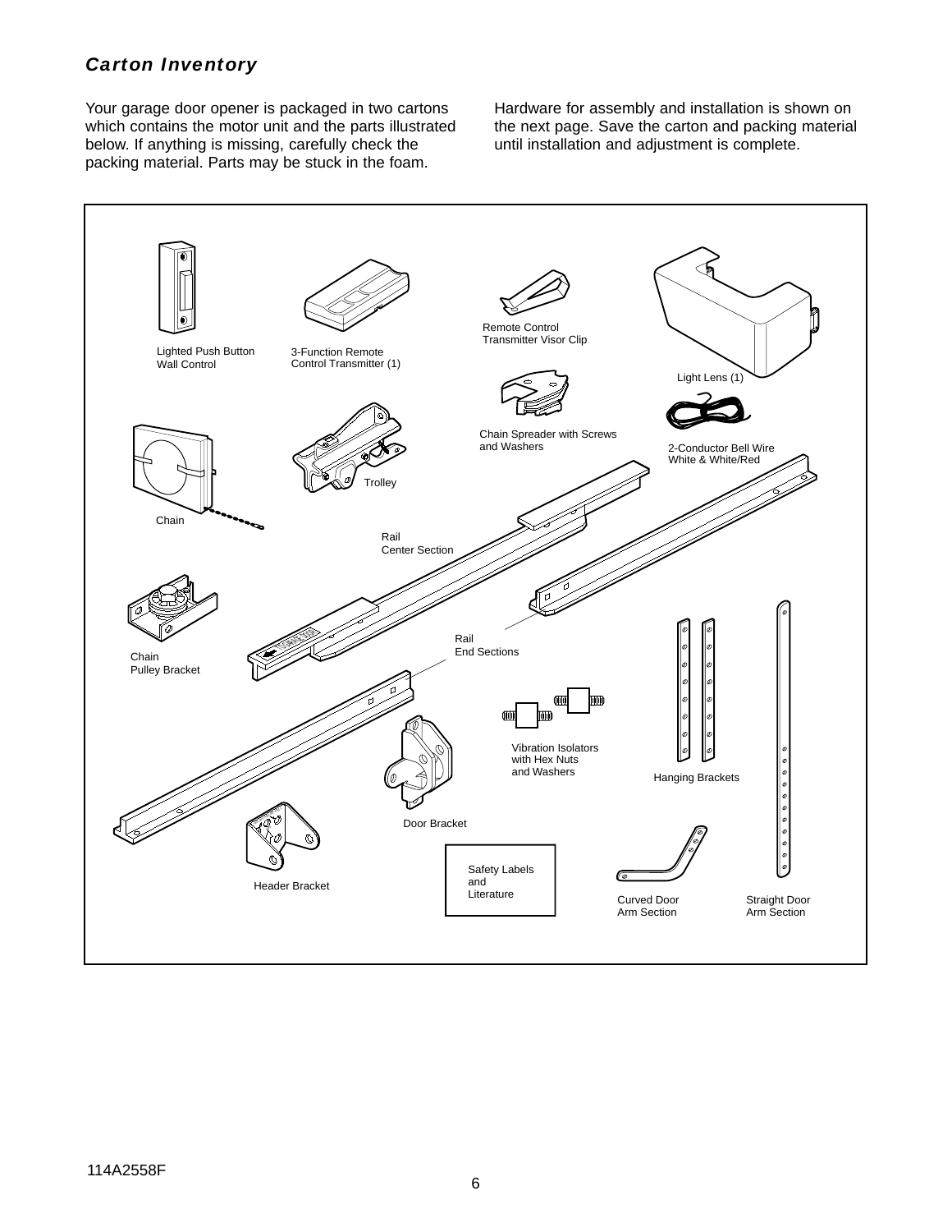## *Carton Inventory*

Your garage door opener is packaged in two cartons which contains the motor unit and the parts illustrated below. If anything is missing, carefully check the packing material. Parts may be stuck in the foam.

Hardware for assembly and installation is shown on the next page. Save the carton and packing material until installation and adjustment is complete.

Lighted Push Button Wall Control

3-Function Remote Control Transmitter (1)

Remote Control Transmitter Visor Clip

Light Lens (1)

Chain Spreader with Screws and Washers

2-Conductor Bell Wire White & White/Red

Trolley

Chain

Rail Center Section

Chain Pulley Bracket

Rail End Sections

Vibration Isolators with Hex Nuts and Washers

Hanging Brackets

Door Bracket

Header Bracket

Safety Labels and Literature

Curved Door Arm Section

Straight Door Arm Section

114A2558F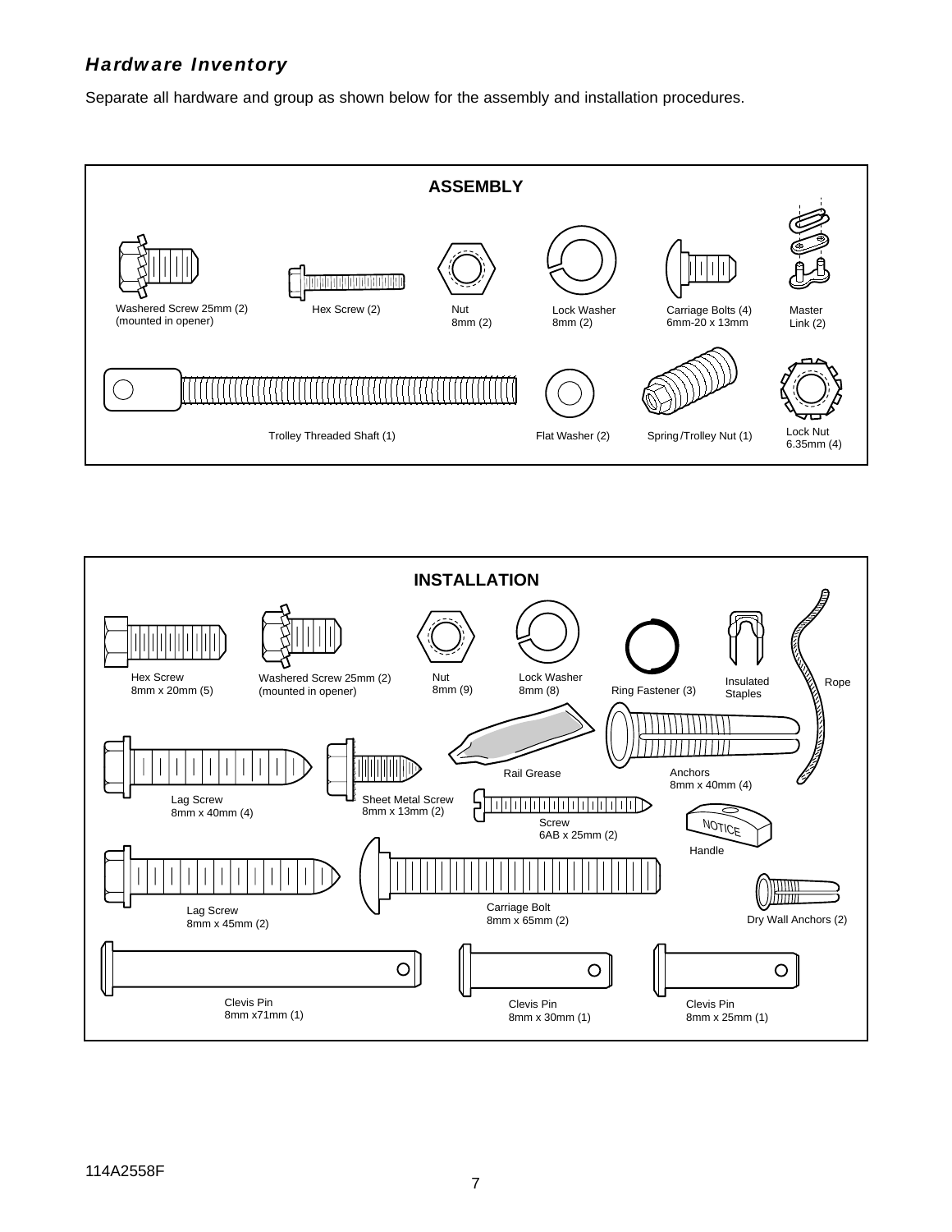## *Hardware Inventory*

Separate all hardware and group as shown below for the assembly and installation procedures.

**ASSEMBLY**

- Washered Screw 25mm (2) (mounted in opener)
- Hex Screw (2)
- Nut 8mm (2)
- Lock Washer 8mm (2)
- Carriage Bolts (4) 6mm-20 x 13mm
- Master Link (2)
- Trolley Threaded Shaft (1)
- Flat Washer (2)
- Spring/Trolley Nut (1)
- Lock Nut 6.35mm (4)

**INSTALLATION**

- Hex Screw 8mm x 20mm (5)
- Washered Screw 25mm (2) (mounted in opener)
- Nut 8mm (9)
- Lock Washer 8mm (8)
- Ring Fastener (3)
- Insulated Staples
- Rope
- Rail Grease
- Anchors 8mm x 40mm (4)
- Lag Screw 8mm x 40mm (4)
- Sheet Metal Screw 8mm x 13mm (2)
- Screw 6AB x 25mm (2)
- Handle
- Lag Screw 8mm x 45mm (2)
- Carriage Bolt 8mm x 65mm (2)
- Dry Wall Anchors (2)
- Clevis Pin 8mm x71mm (1)
- Clevis Pin 8mm x 30mm (1)
- Clevis Pin 8mm x 25mm (1)

114A2558F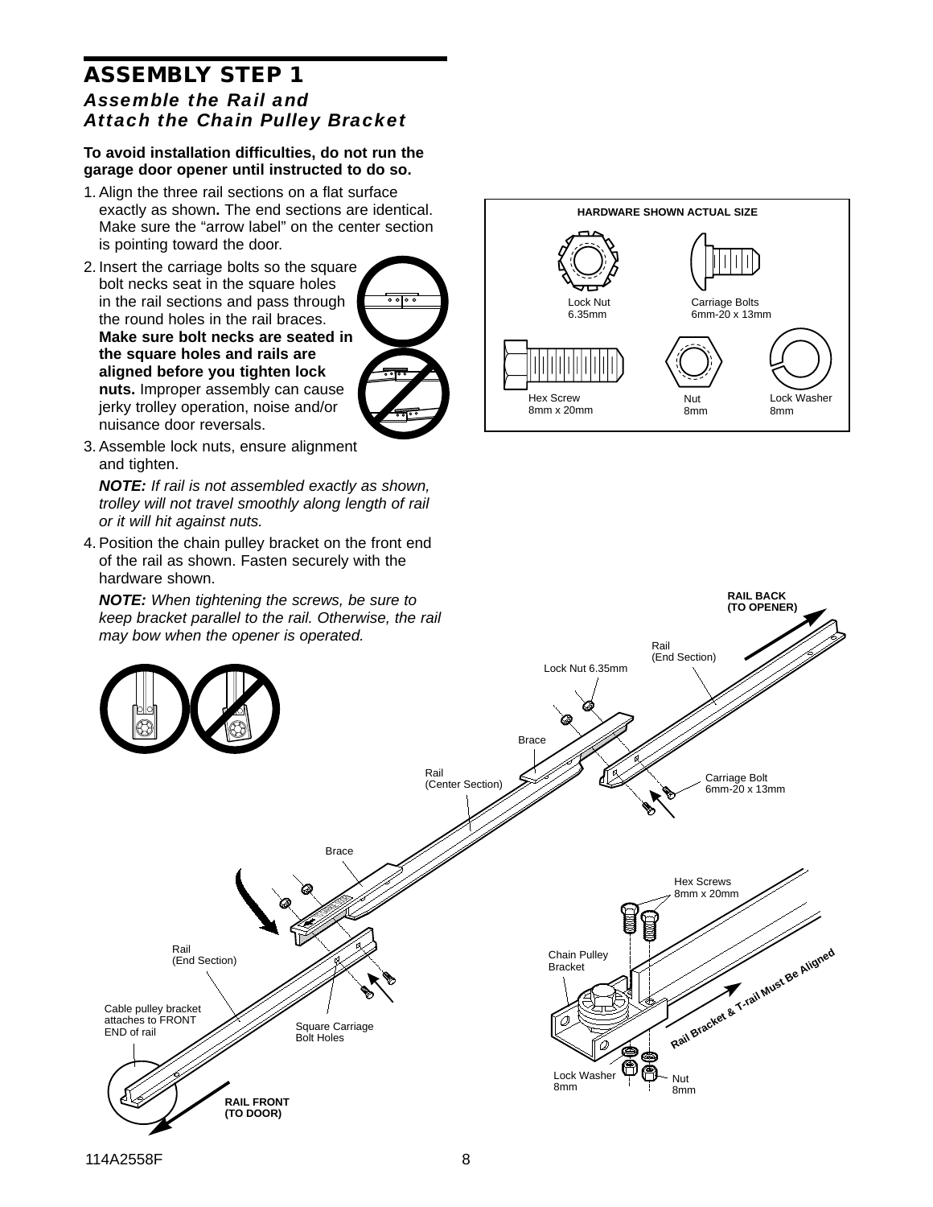# ASSEMBLY STEP 1

## *Assemble the Rail and Attach the Chain Pulley Bracket*

**To avoid installation difficulties, do not run the garage door opener until instructed to do so.**

1. Align the three rail sections on a flat surface exactly as shown**.** The end sections are identical. Make sure the “arrow label” on the center section is pointing toward the door.
2. Insert the carriage bolts so the square bolt necks seat in the square holes in the rail sections and pass through the round holes in the rail braces. **Make sure bolt necks are seated in the square holes and rails are aligned before you tighten lock nuts.** Improper assembly can cause jerky trolley operation, noise and/or nuisance door reversals.
3. Assemble lock nuts, ensure alignment and tighten.

   ***NOTE:*** *If rail is not assembled exactly as shown, trolley will not travel smoothly along length of rail or it will hit against nuts.*

4. Position the chain pulley bracket on the front end of the rail as shown. Fasten securely with the hardware shown.

   ***NOTE:*** *When tightening the screws, be sure to keep bracket parallel to the rail. Otherwise, the rail may bow when the opener is operated.*

**HARDWARE SHOWN ACTUAL SIZE**

- Lock Nut 6.35mm
- Carriage Bolts 6mm-20 x 13mm
- Hex Screw 8mm x 20mm
- Nut 8mm
- Lock Washer 8mm

RAIL BACK (TO OPENER)

Rail (End Section)

Lock Nut 6.35mm

Brace

Rail (Center Section)

Carriage Bolt 6mm-20 x 13mm

Brace

Hex Screws 8mm x 20mm

Rail (End Section)

Chain Pulley Bracket

Cable pulley bracket attaches to FRONT END of rail

Square Carriage Bolt Holes

Rail Bracket & T-rail Must Be Aligned

Lock Washer 8mm

Nut 8mm

RAIL FRONT (TO DOOR)

114A2558F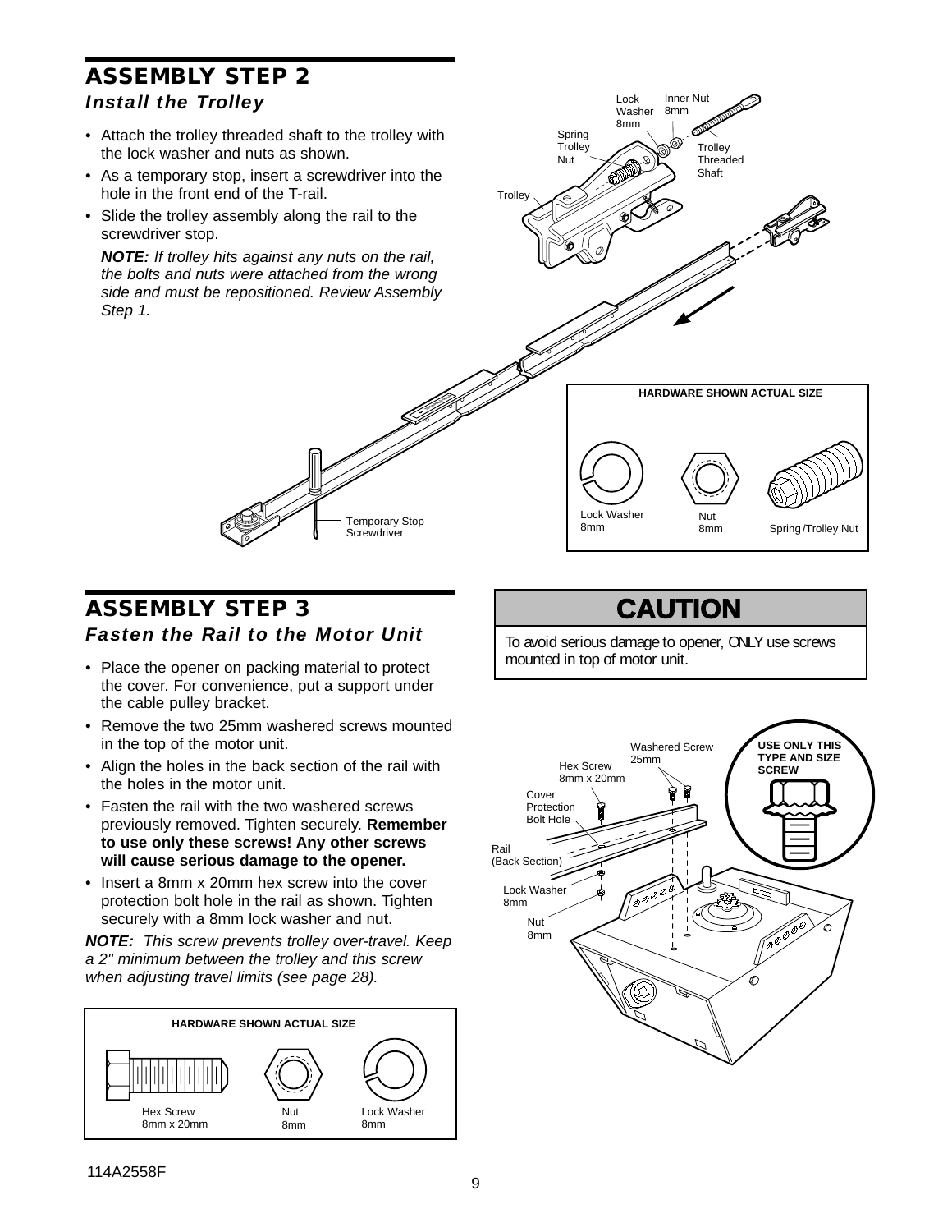## ASSEMBLY STEP 2

### *Install the Trolley*

- Attach the trolley threaded shaft to the trolley with the lock washer and nuts as shown.
- As a temporary stop, insert a screwdriver into the hole in the front end of the T-rail.
- Slide the trolley assembly along the rail to the screwdriver stop.

  ***NOTE:*** *If trolley hits against any nuts on the rail, the bolts and nuts were attached from the wrong side and must be repositioned. Review Assembly Step 1.*

Lock Washer 8mm | Inner Nut 8mm | Spring Trolley Nut | Trolley Threaded Shaft | Trolley | Temporary Stop Screwdriver

**HARDWARE SHOWN ACTUAL SIZE**

Lock Washer 8mm | Nut 8mm | Spring/Trolley Nut

## ASSEMBLY STEP 3

### *Fasten the Rail to the Motor Unit*

- Place the opener on packing material to protect the cover. For convenience, put a support under the cable pulley bracket.
- Remove the two 25mm washered screws mounted in the top of the motor unit.
- Align the holes in the back section of the rail with the holes in the motor unit.
- Fasten the rail with the two washered screws previously removed. Tighten securely. **Remember to use only these screws! Any other screws will cause serious damage to the opener.**
- Insert a 8mm x 20mm hex screw into the cover protection bolt hole in the rail as shown. Tighten securely with a 8mm lock washer and nut.

***NOTE:*** *This screw prevents trolley over-travel. Keep a 2" minimum between the trolley and this screw when adjusting travel limits (see page 28).*

**HARDWARE SHOWN ACTUAL SIZE**

Hex Screw 8mm x 20mm | Nut 8mm | Lock Washer 8mm

**CAUTION**

To avoid serious damage to opener, ONLY use screws mounted in top of motor unit.

Washered Screw 25mm | Hex Screw 8mm x 20mm | Cover Protection Bolt Hole | Rail (Back Section) | Lock Washer 8mm | Nut 8mm

**USE ONLY THIS TYPE AND SIZE SCREW**

114A2558F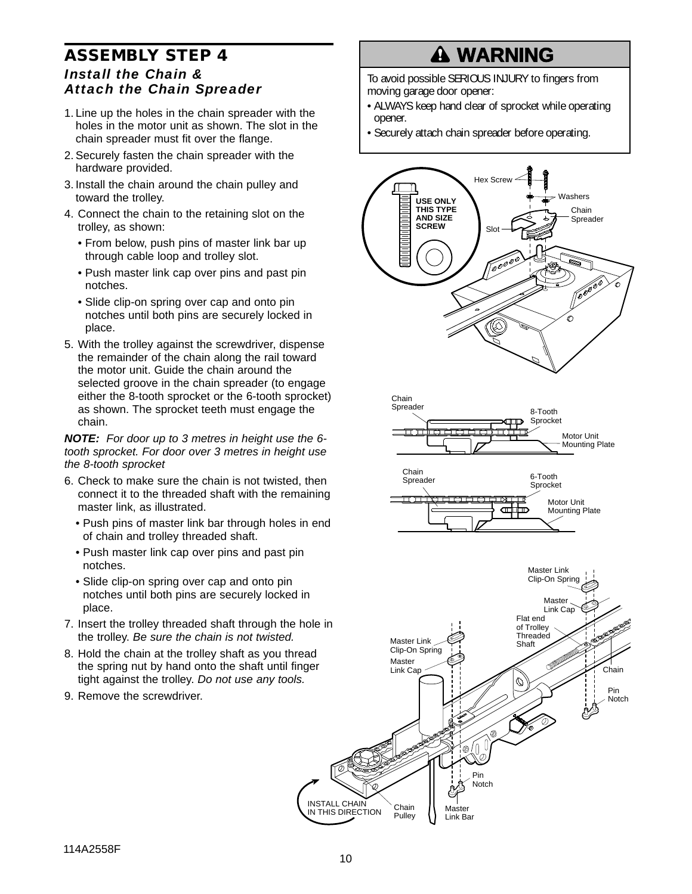## ASSEMBLY STEP 4

### *Install the Chain & Attach the Chain Spreader*

1. Line up the holes in the chain spreader with the holes in the motor unit as shown. The slot in the chain spreader must fit over the flange.
2. Securely fasten the chain spreader with the hardware provided.
3. Install the chain around the chain pulley and toward the trolley.
4. Connect the chain to the retaining slot on the trolley, as shown:
   - From below, push pins of master link bar up through cable loop and trolley slot.
   - Push master link cap over pins and past pin notches.
   - Slide clip-on spring over cap and onto pin notches until both pins are securely locked in place.
5. With the trolley against the screwdriver, dispense the remainder of the chain along the rail toward the motor unit. Guide the chain around the selected groove in the chain spreader (to engage either the 8-tooth sprocket or the 6-tooth sprocket) as shown. The sprocket teeth must engage the chain.

***NOTE:*** *For door up to 3 metres in height use the 6-tooth sprocket. For door over 3 metres in height use the 8-tooth sprocket*

6. Check to make sure the chain is not twisted, then connect it to the threaded shaft with the remaining master link, as illustrated.
   - Push pins of master link bar through holes in end of chain and trolley threaded shaft.
   - Push master link cap over pins and past pin notches.
   - Slide clip-on spring over cap and onto pin notches until both pins are securely locked in place.
7. Insert the trolley threaded shaft through the hole in the trolley. *Be sure the chain is not twisted.*
8. Hold the chain at the trolley shaft as you thread the spring nut by hand onto the shaft until finger tight against the trolley. *Do not use any tools.*
9. Remove the screwdriver.

**⚠ WARNING**

To avoid possible SERIOUS INJURY to fingers from moving garage door opener:

- ALWAYS keep hand clear of sprocket while operating opener.
- Securely attach chain spreader before operating.

Hex Screw, Washers, Chain Spreader, Slot

USE ONLY THIS TYPE AND SIZE SCREW

Chain Spreader, 8-Tooth Sprocket, Motor Unit Mounting Plate

Chain Spreader, 6-Tooth Sprocket, Motor Unit Mounting Plate

Master Link Clip-On Spring, Master Link Cap, Flat end of Trolley Threaded Shaft, Chain, Pin Notch, Master Link Clip-On Spring, Master Link Cap, Pin Notch, INSTALL CHAIN IN THIS DIRECTION, Chain Pulley, Master Link Bar

114A2558F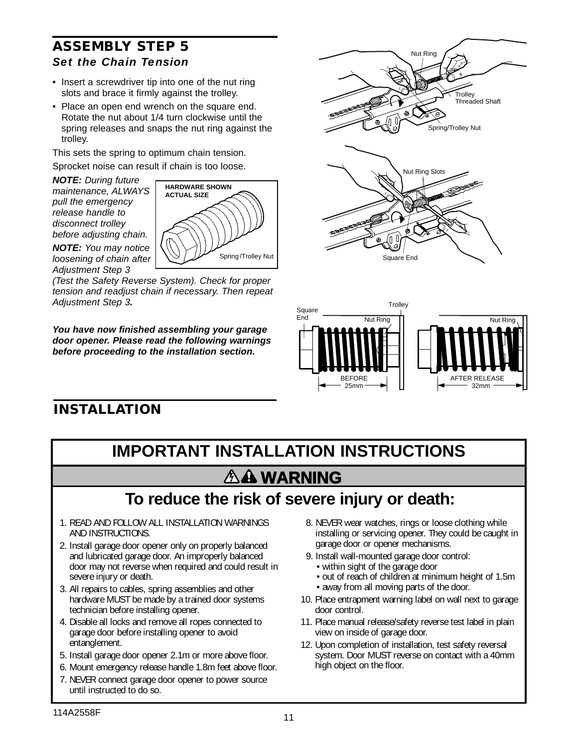## ASSEMBLY STEP 5

***Set the Chain Tension***

- Insert a screwdriver tip into one of the nut ring slots and brace it firmly against the trolley.
- Place an open end wrench on the square end. Rotate the nut about 1/4 turn clockwise until the spring releases and snaps the nut ring against the trolley.

This sets the spring to optimum chain tension.

Sprocket noise can result if chain is too loose.

***NOTE:*** *During future maintenance, ALWAYS pull the emergency release handle to disconnect trolley before adjusting chain.*

***NOTE:*** *You may notice loosening of chain after Adjustment Step 3 (Test the Safety Reverse System). Check for proper tension and readjust chain if necessary. Then repeat Adjustment Step 3**.***

HARDWARE SHOWN ACTUAL SIZE

Spring/Trolley Nut

Nut Ring

Trolley Threaded Shaft

Spring/Trolley Nut

Nut Ring Slots

Square End

Trolley

Square End

Nut Ring

BEFORE 25mm

Nut Ring

AFTER RELEASE 32mm

***You have now finished assembling your garage door opener. Please read the following warnings before proceeding to the installation section.***

## INSTALLATION

# IMPORTANT INSTALLATION INSTRUCTIONS

## WARNING

## To reduce the risk of severe injury or death:

1. READ AND FOLLOW ALL INSTALLATION WARNINGS AND INSTRUCTIONS.
2. Install garage door opener only on properly balanced and lubricated garage door. An improperly balanced door may not reverse when required and could result in severe injury or death.
3. All repairs to cables, spring assemblies and other hardware MUST be made by a trained door systems technician before installing opener.
4. Disable all locks and remove all ropes connected to garage door before installing opener to avoid entanglement.
5. Install garage door opener 2.1m or more above floor.
6. Mount emergency release handle 1.8m feet above floor.
7. NEVER connect garage door opener to power source until instructed to do so.
8. NEVER wear watches, rings or loose clothing while installing or servicing opener. They could be caught in garage door or opener mechanisms.
9. Install wall-mounted garage door control:
   - within sight of the garage door
   - out of reach of children at minimum height of 1.5m
   - away from all moving parts of the door.
10. Place entrapment warning label on wall next to garage door control.
11. Place manual release/safety reverse test label in plain view on inside of garage door.
12. Upon completion of installation, test safety reversal system. Door MUST reverse on contact with a 40mm high object on the floor.

114A2558F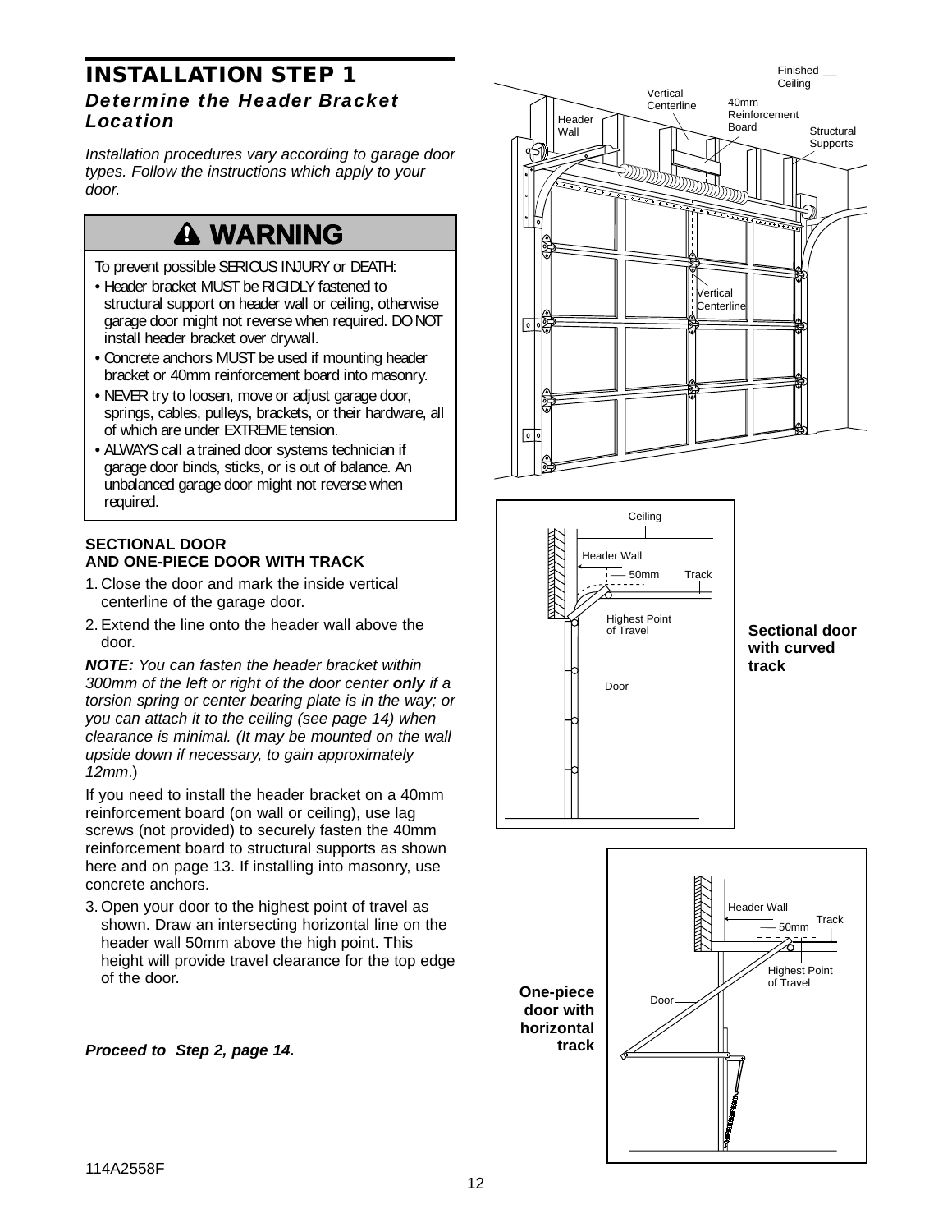# INSTALLATION STEP 1

## *Determine the Header Bracket Location*

*Installation procedures vary according to garage door types. Follow the instructions which apply to your door.*

> **⚠ WARNING**
>
> To prevent possible SERIOUS INJURY or DEATH:
>
> - Header bracket MUST be RIGIDLY fastened to structural support on header wall or ceiling, otherwise garage door might not reverse when required. DO NOT install header bracket over drywall.
> - Concrete anchors MUST be used if mounting header bracket or 40mm reinforcement board into masonry.
> - NEVER try to loosen, move or adjust garage door, springs, cables, pulleys, brackets, or their hardware, all of which are under EXTREME tension.
> - ALWAYS call a trained door systems technician if garage door binds, sticks, or is out of balance. An unbalanced garage door might not reverse when required.

**SECTIONAL DOOR AND ONE-PIECE DOOR WITH TRACK**

1. Close the door and mark the inside vertical centerline of the garage door.
2. Extend the line onto the header wall above the door.

***NOTE:*** *You can fasten the header bracket within 300mm of the left or right of the door center **only** if a torsion spring or center bearing plate is in the way; or you can attach it to the ceiling (see page 14) when clearance is minimal. (It may be mounted on the wall upside down if necessary, to gain approximately 12mm.)*

If you need to install the header bracket on a 40mm reinforcement board (on wall or ceiling), use lag screws (not provided) to securely fasten the 40mm reinforcement board to structural supports as shown here and on page 13. If installing into masonry, use concrete anchors.

3. Open your door to the highest point of travel as shown. Draw an intersecting horizontal line on the header wall 50mm above the high point. This height will provide travel clearance for the top edge of the door.

***Proceed to Step 2, page 14.***

**Sectional door with curved track**

**One-piece door with horizontal track**

114A2558F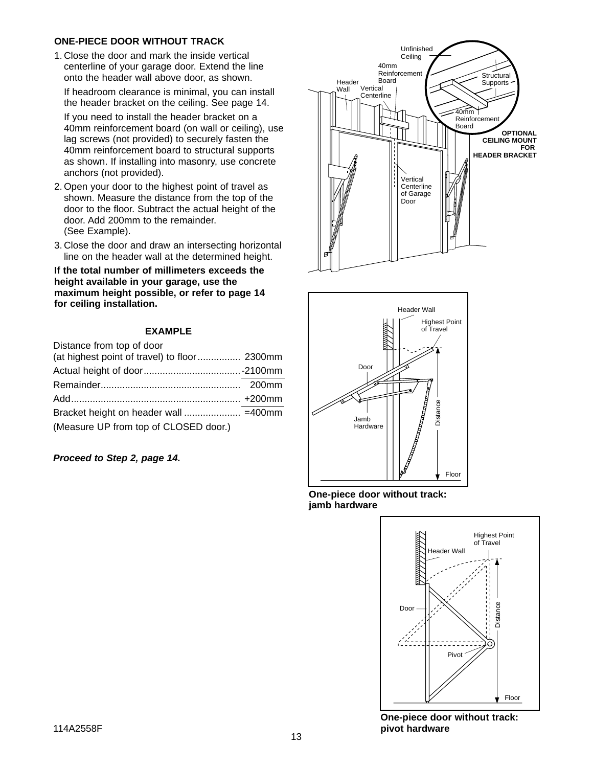## ONE-PIECE DOOR WITHOUT TRACK

1. Close the door and mark the inside vertical centerline of your garage door. Extend the line onto the header wall above door, as shown.

   If headroom clearance is minimal, you can install the header bracket on the ceiling. See page 14.

   If you need to install the header bracket on a 40mm reinforcement board (on wall or ceiling), use lag screws (not provided) to securely fasten the 40mm reinforcement board to structural supports as shown. If installing into masonry, use concrete anchors (not provided).

2. Open your door to the highest point of travel as shown. Measure the distance from the top of the door to the floor. Subtract the actual height of the door. Add 200mm to the remainder. (See Example).

3. Close the door and draw an intersecting horizontal line on the header wall at the determined height.

**If the total number of millimeters exceeds the height available in your garage, use the maximum height possible, or refer to page 14 for ceiling installation.**

**EXAMPLE**

| | |
|---|---|
| Distance from top of door (at highest point of travel) to floor | 2300mm |
| Actual height of door | -2100mm |
| Remainder | 200mm |
| Add | +200mm |
| Bracket height on header wall | =400mm |

(Measure UP from top of CLOSED door.)

***Proceed to Step 2, page 14.***

**OPTIONAL CEILING MOUNT FOR HEADER BRACKET**

**One-piece door without track: jamb hardware**

**One-piece door without track: pivot hardware**

114A2558F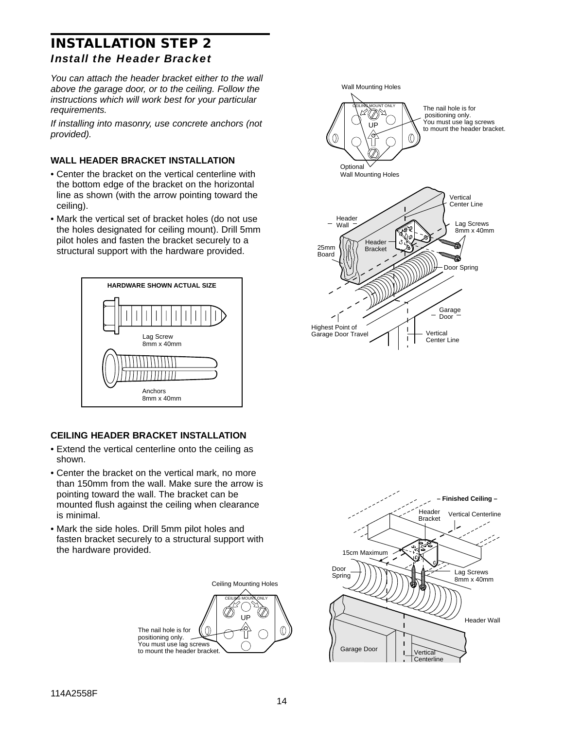# INSTALLATION STEP 2

## *Install the Header Bracket*

*You can attach the header bracket either to the wall above the garage door, or to the ceiling. Follow the instructions which will work best for your particular requirements.*

*If installing into masonry, use concrete anchors (not provided).*

### WALL HEADER BRACKET INSTALLATION

- Center the bracket on the vertical centerline with the bottom edge of the bracket on the horizontal line as shown (with the arrow pointing toward the ceiling).
- Mark the vertical set of bracket holes (do not use the holes designated for ceiling mount). Drill 5mm pilot holes and fasten the bracket securely to a structural support with the hardware provided.

HARDWARE SHOWN ACTUAL SIZE

Lag Screw
8mm x 40mm

Anchors
8mm x 40mm

Wall Mounting Holes

CEILING MOUNT ONLY

UP

The nail hole is for positioning only.
You must use lag screws to mount the header bracket.

Optional
Wall Mounting Holes

Vertical Center Line

Header Wall

Lag Screws
8mm x 40mm

Header Bracket

25mm Board

Door Spring

Garage Door

Highest Point of Garage Door Travel

Vertical Center Line

### CEILING HEADER BRACKET INSTALLATION

- Extend the vertical centerline onto the ceiling as shown.
- Center the bracket on the vertical mark, no more than 150mm from the wall. Make sure the arrow is pointing toward the wall. The bracket can be mounted flush against the ceiling when clearance is minimal.
- Mark the side holes. Drill 5mm pilot holes and fasten bracket securely to a structural support with the hardware provided.

Ceiling Mounting Holes

CEILING MOUNT ONLY

UP

The nail hole is for positioning only.
You must use lag screws to mount the header bracket.

– Finished Ceiling –

Header Bracket

Vertical Centerline

15cm Maximum

Door Spring

Lag Screws
8mm x 40mm

Header Wall

Garage Door

Vertical Centerline

114A2558F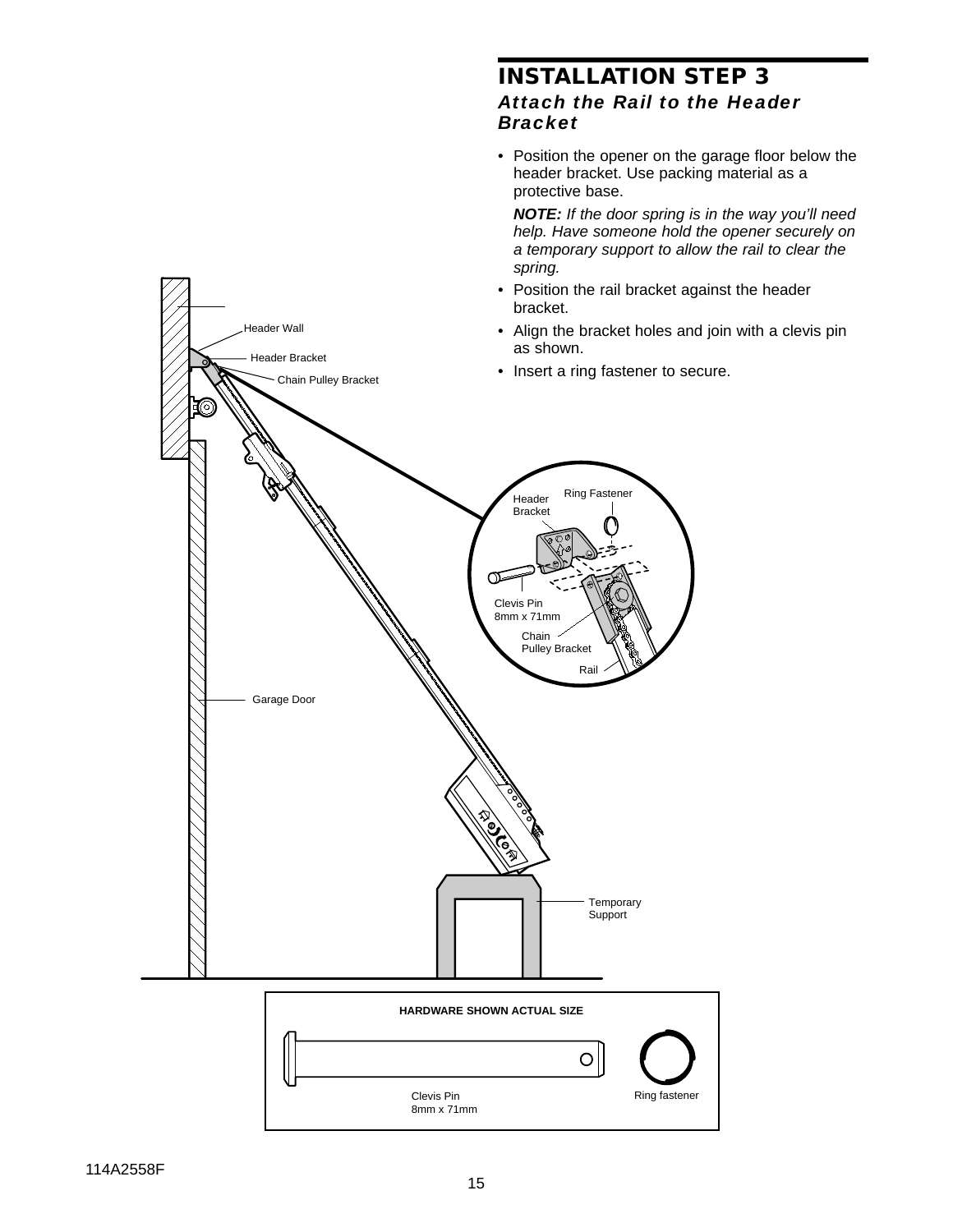## INSTALLATION STEP 3

### *Attach the Rail to the Header Bracket*

- Position the opener on the garage floor below the header bracket. Use packing material as a protective base.

  ***NOTE:*** *If the door spring is in the way you'll need help. Have someone hold the opener securely on a temporary support to allow the rail to clear the spring.*

- Position the rail bracket against the header bracket.
- Align the bracket holes and join with a clevis pin as shown.
- Insert a ring fastener to secure.

Header Wall

Header Bracket

Chain Pulley Bracket

Garage Door

Temporary Support

Header Bracket

Ring Fastener

Clevis Pin 8mm x 71mm

Chain Pulley Bracket

Rail

**HARDWARE SHOWN ACTUAL SIZE**

Clevis Pin 8mm x 71mm

Ring fastener

114A2558F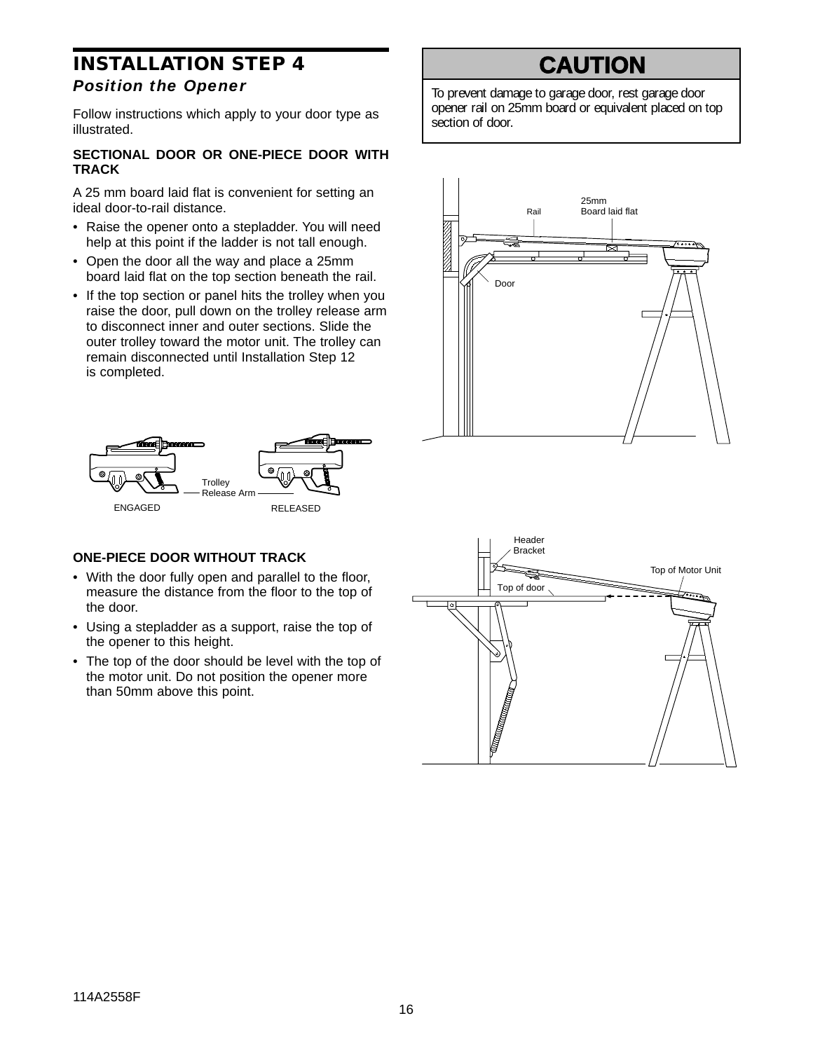# INSTALLATION STEP 4

## *Position the Opener*

Follow instructions which apply to your door type as illustrated.

### SECTIONAL DOOR OR ONE-PIECE DOOR WITH TRACK

A 25 mm board laid flat is convenient for setting an ideal door-to-rail distance.

- Raise the opener onto a stepladder. You will need help at this point if the ladder is not tall enough.
- Open the door all the way and place a 25mm board laid flat on the top section beneath the rail.
- If the top section or panel hits the trolley when you raise the door, pull down on the trolley release arm to disconnect inner and outer sections. Slide the outer trolley toward the motor unit. The trolley can remain disconnected until Installation Step 12 is completed.

Trolley Release Arm

ENGAGED RELEASED

### ONE-PIECE DOOR WITHOUT TRACK

- With the door fully open and parallel to the floor, measure the distance from the floor to the top of the door.
- Using a stepladder as a support, raise the top of the opener to this height.
- The top of the door should be level with the top of the motor unit. Do not position the opener more than 50mm above this point.

## CAUTION

To prevent damage to garage door, rest garage door opener rail on 25mm board or equivalent placed on top section of door.

Rail 25mm Board laid flat

Door

Header Bracket

Top of Motor Unit

Top of door

114A2558F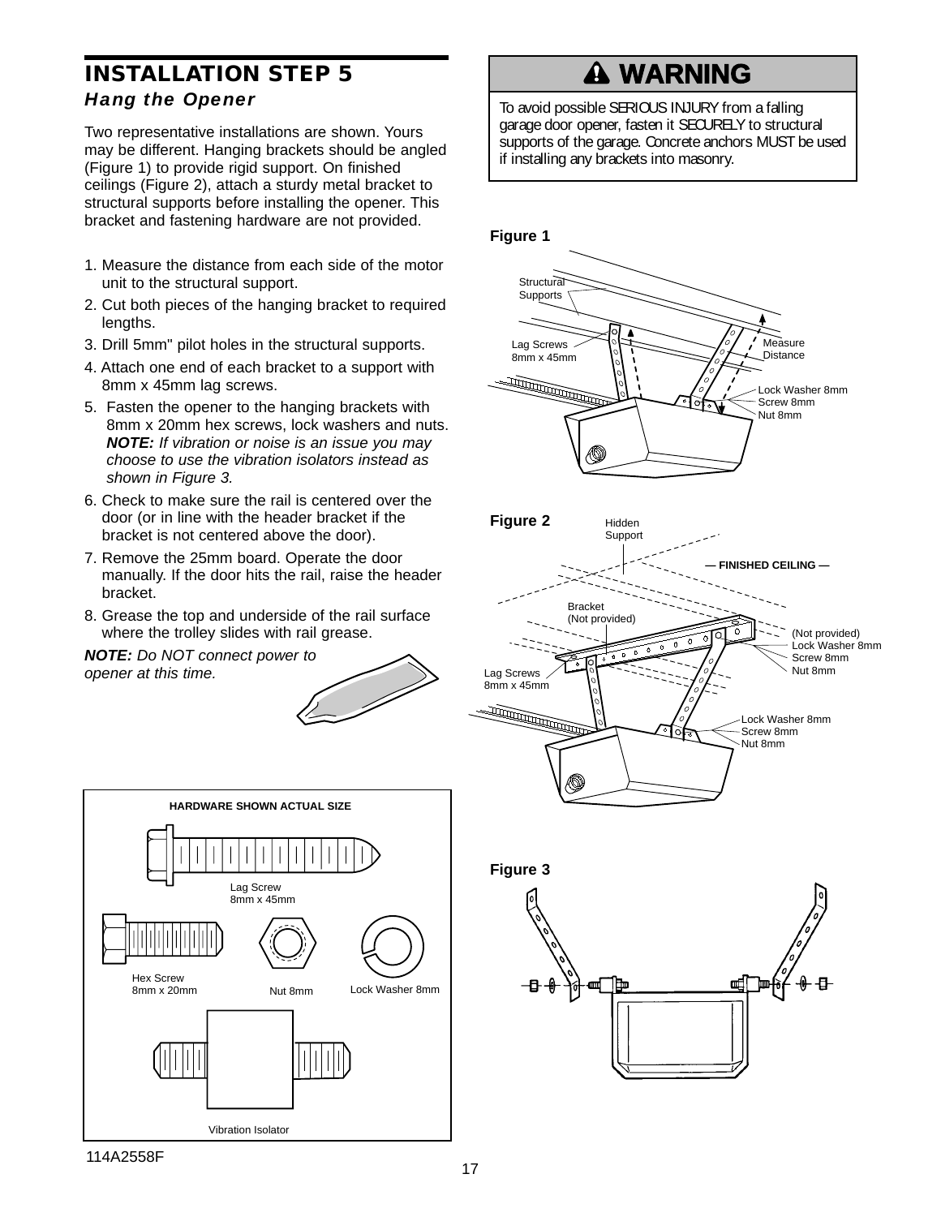# INSTALLATION STEP 5

### *Hang the Opener*

Two representative installations are shown. Yours may be different. Hanging brackets should be angled (Figure 1) to provide rigid support. On finished ceilings (Figure 2), attach a sturdy metal bracket to structural supports before installing the opener. This bracket and fastening hardware are not provided.

1. Measure the distance from each side of the motor unit to the structural support.
2. Cut both pieces of the hanging bracket to required lengths.
3. Drill 5mm" pilot holes in the structural supports.
4. Attach one end of each bracket to a support with 8mm x 45mm lag screws.
5. Fasten the opener to the hanging brackets with 8mm x 20mm hex screws, lock washers and nuts. ***NOTE:*** *If vibration or noise is an issue you may choose to use the vibration isolators instead as shown in Figure 3.*
6. Check to make sure the rail is centered over the door (or in line with the header bracket if the bracket is not centered above the door).
7. Remove the 25mm board. Operate the door manually. If the door hits the rail, raise the header bracket.
8. Grease the top and underside of the rail surface where the trolley slides with rail grease.

***NOTE:*** *Do NOT connect power to opener at this time.*

**HARDWARE SHOWN ACTUAL SIZE**

Lag Screw 8mm x 45mm

Hex Screw 8mm x 20mm

Nut 8mm

Lock Washer 8mm

Vibration Isolator

## ⚠ WARNING

To avoid possible SERIOUS INJURY from a falling garage door opener, fasten it SECURELY to structural supports of the garage. Concrete anchors MUST be used if installing any brackets into masonry.

**Figure 1**

Structural Supports

Lag Screws 8mm x 45mm

Measure Distance

Lock Washer 8mm
Screw 8mm
Nut 8mm

**Figure 2**

Hidden Support

— FINISHED CEILING —

Bracket (Not provided)

(Not provided)
Lock Washer 8mm
Screw 8mm
Nut 8mm

Lag Screws 8mm x 45mm

Lock Washer 8mm
Screw 8mm
Nut 8mm

**Figure 3**

114A2558F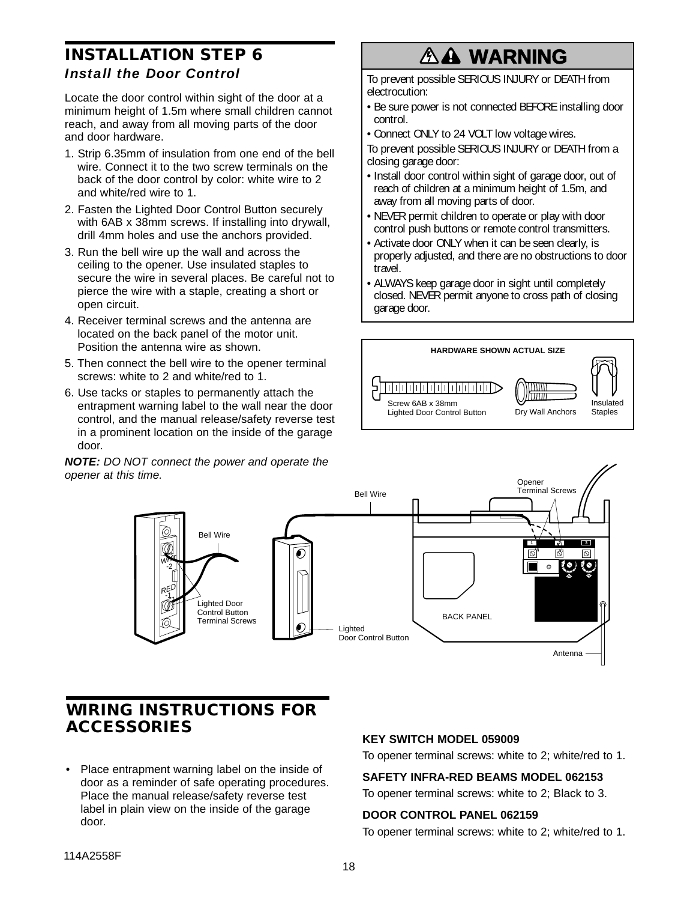## INSTALLATION STEP 6

### *Install the Door Control*

Locate the door control within sight of the door at a minimum height of 1.5m where small children cannot reach, and away from all moving parts of the door and door hardware.

1. Strip 6.35mm of insulation from one end of the bell wire. Connect it to the two screw terminals on the back of the door control by color: white wire to 2 and white/red wire to 1.
2. Fasten the Lighted Door Control Button securely with 6AB x 38mm screws. If installing into drywall, drill 4mm holes and use the anchors provided.
3. Run the bell wire up the wall and across the ceiling to the opener. Use insulated staples to secure the wire in several places. Be careful not to pierce the wire with a staple, creating a short or open circuit.
4. Receiver terminal screws and the antenna are located on the back panel of the motor unit. Position the antenna wire as shown.
5. Then connect the bell wire to the opener terminal screws: white to 2 and white/red to 1.
6. Use tacks or staples to permanently attach the entrapment warning label to the wall near the door control, and the manual release/safety reverse test in a prominent location on the inside of the garage door.

***NOTE:*** *DO NOT connect the power and operate the opener at this time.*

### WARNING

To prevent possible SERIOUS INJURY or DEATH from electrocution:

- Be sure power is not connected BEFORE installing door control.
- Connect ONLY to 24 VOLT low voltage wires.

To prevent possible SERIOUS INJURY or DEATH from a closing garage door:

- Install door control within sight of garage door, out of reach of children at a minimum height of 1.5m, and away from all moving parts of door.
- NEVER permit children to operate or play with door control push buttons or remote control transmitters.
- Activate door ONLY when it can be seen clearly, is properly adjusted, and there are no obstructions to door travel.
- ALWAYS keep garage door in sight until completely closed. NEVER permit anyone to cross path of closing garage door.

**HARDWARE SHOWN ACTUAL SIZE**

Screw 6AB x 38mm Lighted Door Control Button — Dry Wall Anchors — Insulated Staples

Bell Wire — Opener Terminal Screws — WHT -2 — RED -1 — Lighted Door Control Button Terminal Screws — Lighted Door Control Button — BACK PANEL — Antenna

## WIRING INSTRUCTIONS FOR ACCESSORIES

- Place entrapment warning label on the inside of door as a reminder of safe operating procedures. Place the manual release/safety reverse test label in plain view on the inside of the garage door.

**KEY SWITCH MODEL 059009**

To opener terminal screws: white to 2; white/red to 1.

**SAFETY INFRA-RED BEAMS MODEL 062153**

To opener terminal screws: white to 2; Black to 3.

**DOOR CONTROL PANEL 062159**

To opener terminal screws: white to 2; white/red to 1.

114A2558F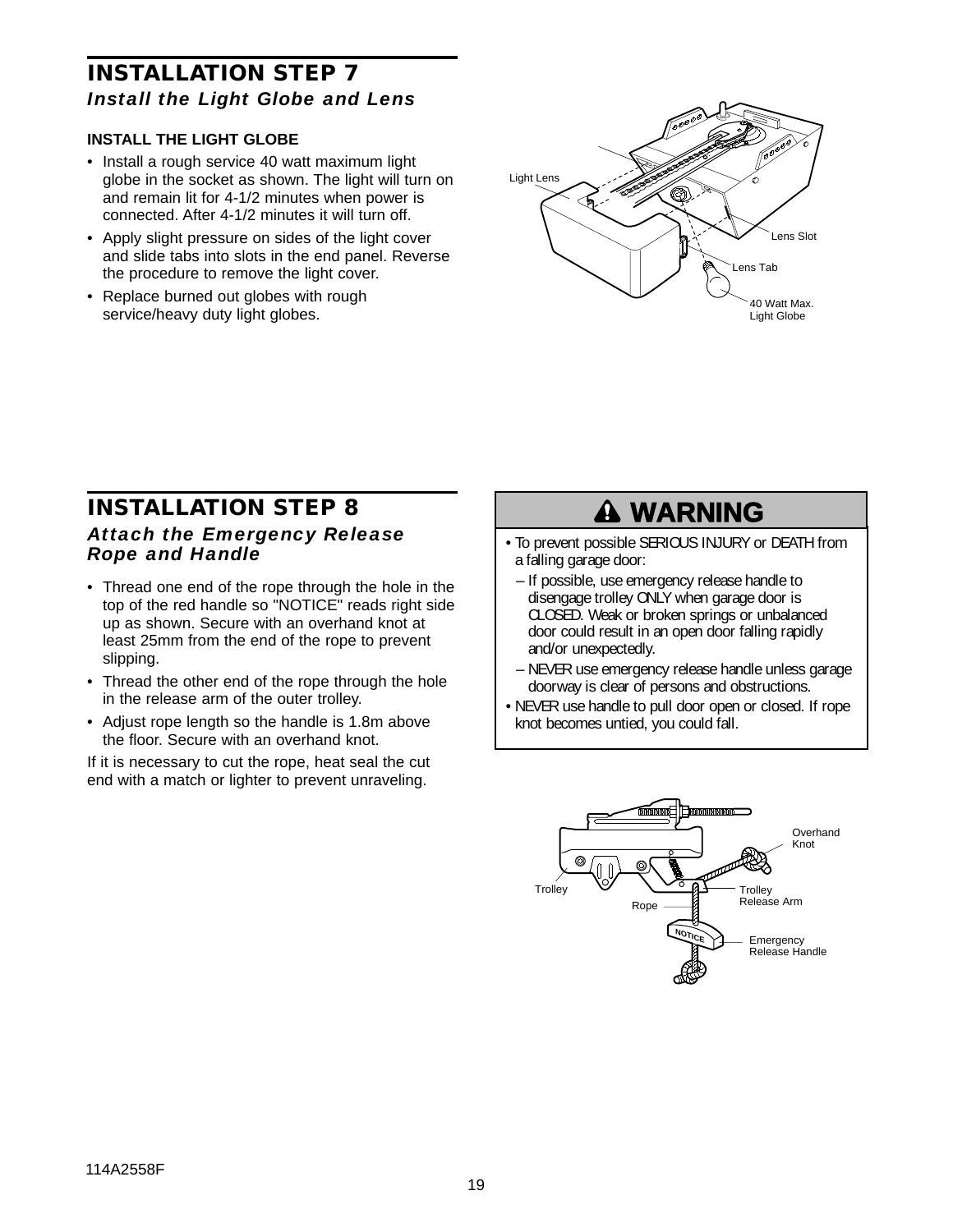# INSTALLATION STEP 7

### *Install the Light Globe and Lens*

**INSTALL THE LIGHT GLOBE**

- Install a rough service 40 watt maximum light globe in the socket as shown. The light will turn on and remain lit for 4-1/2 minutes when power is connected. After 4-1/2 minutes it will turn off.
- Apply slight pressure on sides of the light cover and slide tabs into slots in the end panel. Reverse the procedure to remove the light cover.
- Replace burned out globes with rough service/heavy duty light globes.

Light Lens

Lens Slot

Lens Tab

40 Watt Max. Light Globe

# INSTALLATION STEP 8

### *Attach the Emergency Release Rope and Handle*

- Thread one end of the rope through the hole in the top of the red handle so "NOTICE" reads right side up as shown. Secure with an overhand knot at least 25mm from the end of the rope to prevent slipping.
- Thread the other end of the rope through the hole in the release arm of the outer trolley.
- Adjust rope length so the handle is 1.8m above the floor. Secure with an overhand knot.

If it is necessary to cut the rope, heat seal the cut end with a match or lighter to prevent unraveling.

**⚠ WARNING**

- To prevent possible SERIOUS INJURY or DEATH from a falling garage door:
  - If possible, use emergency release handle to disengage trolley ONLY when garage door is CLOSED. Weak or broken springs or unbalanced door could result in an open door falling rapidly and/or unexpectedly.
  - NEVER use emergency release handle unless garage doorway is clear of persons and obstructions.
- NEVER use handle to pull door open or closed. If rope knot becomes untied, you could fall.

Overhand Knot

Trolley

Trolley Release Arm

Rope

NOTICE

Emergency Release Handle

114A2558F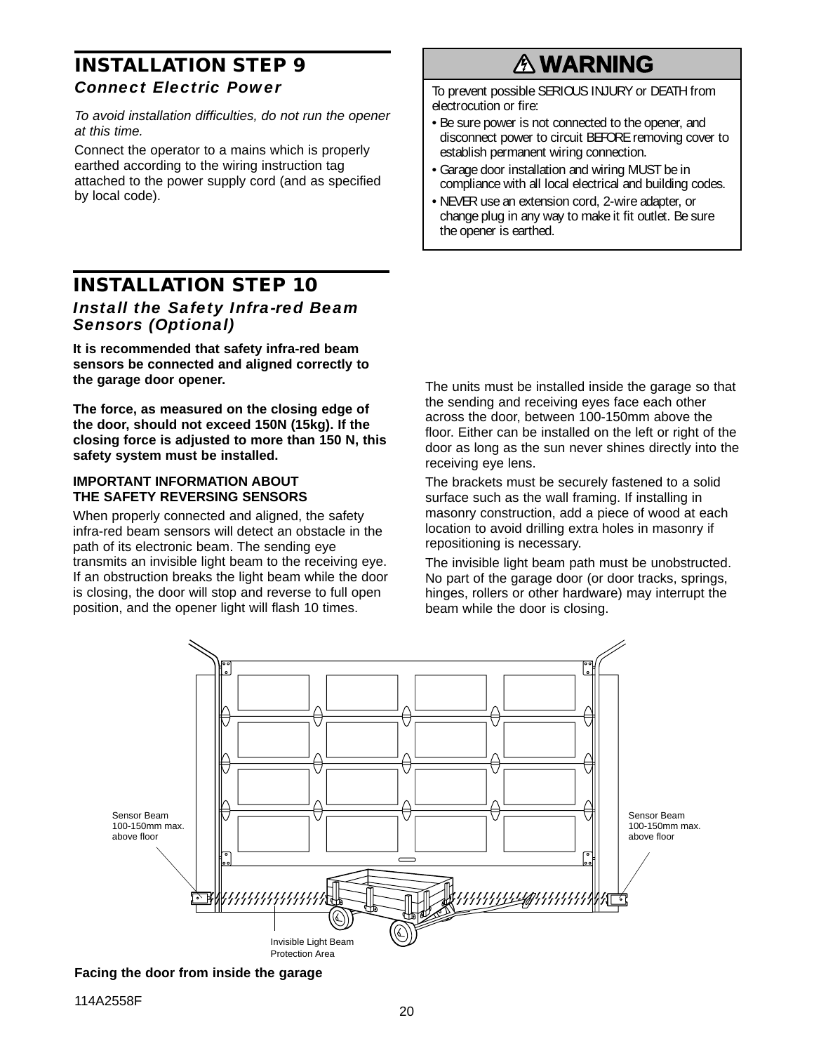## INSTALLATION STEP 9

### *Connect Electric Power*

*To avoid installation difficulties, do not run the opener at this time.*

Connect the operator to a mains which is properly earthed according to the wiring instruction tag attached to the power supply cord (and as specified by local code).

**⚠ WARNING**

To prevent possible SERIOUS INJURY or DEATH from electrocution or fire:

- Be sure power is not connected to the opener, and disconnect power to circuit BEFORE removing cover to establish permanent wiring connection.
- Garage door installation and wiring MUST be in compliance with all local electrical and building codes.
- NEVER use an extension cord, 2-wire adapter, or change plug in any way to make it fit outlet. Be sure the opener is earthed.

## INSTALLATION STEP 10

### *Install the Safety Infra-red Beam Sensors (Optional)*

**It is recommended that safety infra-red beam sensors be connected and aligned correctly to the garage door opener.**

**The force, as measured on the closing edge of the door, should not exceed 150N (15kg). If the closing force is adjusted to more than 150 N, this safety system must be installed.**

**IMPORTANT INFORMATION ABOUT THE SAFETY REVERSING SENSORS**

When properly connected and aligned, the safety infra-red beam sensors will detect an obstacle in the path of its electronic beam. The sending eye transmits an invisible light beam to the receiving eye. If an obstruction breaks the light beam while the door is closing, the door will stop and reverse to full open position, and the opener light will flash 10 times.

The units must be installed inside the garage so that the sending and receiving eyes face each other across the door, between 100-150mm above the floor. Either can be installed on the left or right of the door as long as the sun never shines directly into the receiving eye lens.

The brackets must be securely fastened to a solid surface such as the wall framing. If installing in masonry construction, add a piece of wood at each location to avoid drilling extra holes in masonry if repositioning is necessary.

The invisible light beam path must be unobstructed. No part of the garage door (or door tracks, springs, hinges, rollers or other hardware) may interrupt the beam while the door is closing.

Sensor Beam 100-150mm max. above floor

Sensor Beam 100-150mm max. above floor

Invisible Light Beam Protection Area

**Facing the door from inside the garage**

114A2558F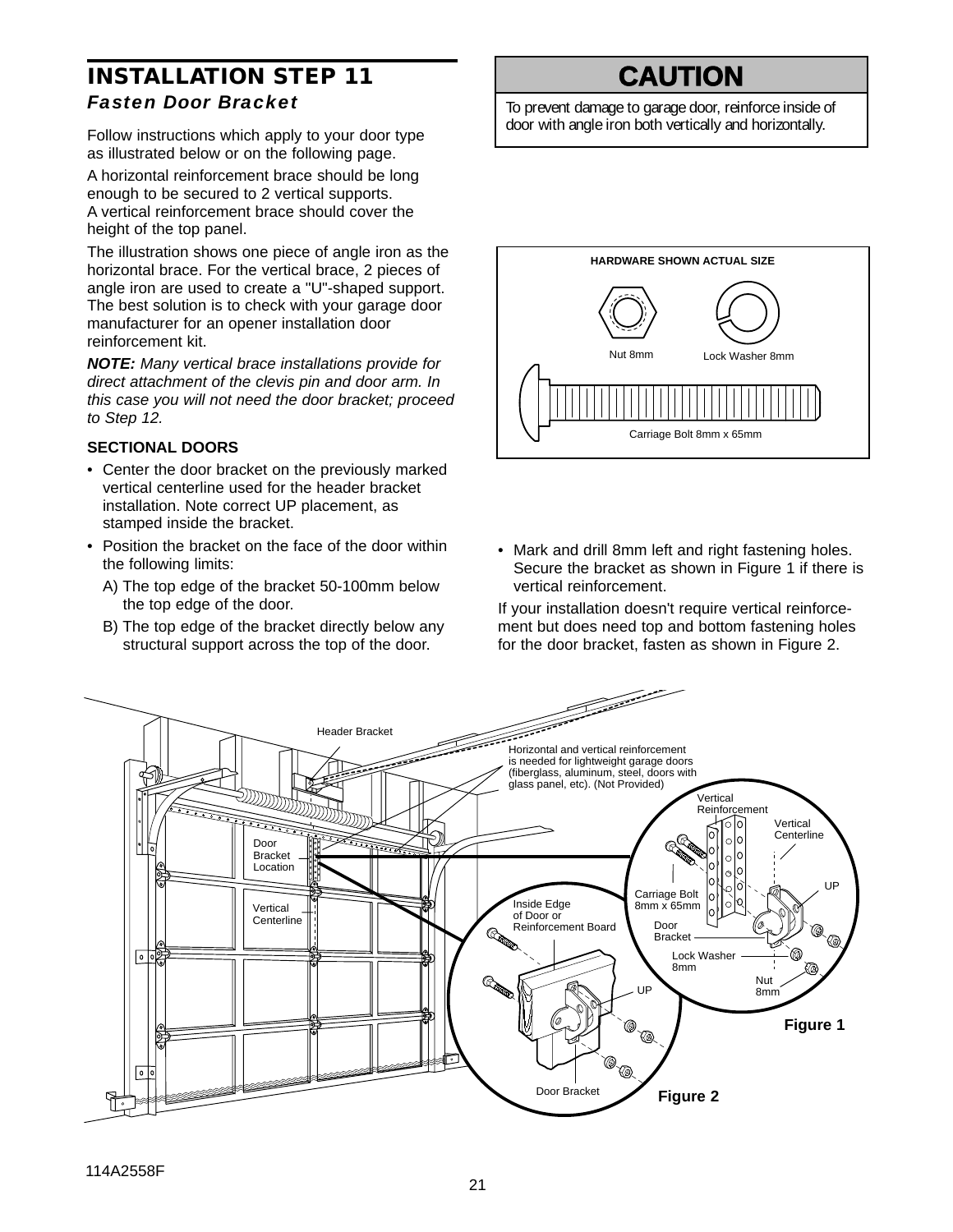## INSTALLATION STEP 11

### *Fasten Door Bracket*

Follow instructions which apply to your door type as illustrated below or on the following page.

A horizontal reinforcement brace should be long enough to be secured to 2 vertical supports. A vertical reinforcement brace should cover the height of the top panel.

The illustration shows one piece of angle iron as the horizontal brace. For the vertical brace, 2 pieces of angle iron are used to create a "U"-shaped support. The best solution is to check with your garage door manufacturer for an opener installation door reinforcement kit.

***NOTE:*** *Many vertical brace installations provide for direct attachment of the clevis pin and door arm. In this case you will not need the door bracket; proceed to Step 12.*

**SECTIONAL DOORS**

- Center the door bracket on the previously marked vertical centerline used for the header bracket installation. Note correct UP placement, as stamped inside the bracket.
- Position the bracket on the face of the door within the following limits:
  - A) The top edge of the bracket 50-100mm below the top edge of the door.
  - B) The top edge of the bracket directly below any structural support across the top of the door.

**CAUTION**

To prevent damage to garage door, reinforce inside of door with angle iron both vertically and horizontally.

**HARDWARE SHOWN ACTUAL SIZE**

Nut 8mm

Lock Washer 8mm

Carriage Bolt 8mm x 65mm

- Mark and drill 8mm left and right fastening holes. Secure the bracket as shown in Figure 1 if there is vertical reinforcement.

If your installation doesn't require vertical reinforcement but does need top and bottom fastening holes for the door bracket, fasten as shown in Figure 2.

Header Bracket

Horizontal and vertical reinforcement is needed for lightweight garage doors (fiberglass, aluminum, steel, doors with glass panel, etc). (Not Provided)

Door Bracket Location

Vertical Centerline

Vertical Reinforcement

Vertical Centerline

UP

Carriage Bolt 8mm x 65mm

Door Bracket

Lock Washer 8mm

Nut 8mm

Inside Edge of Door or Reinforcement Board

UP

Door Bracket

**Figure 1**

**Figure 2**

114A2558F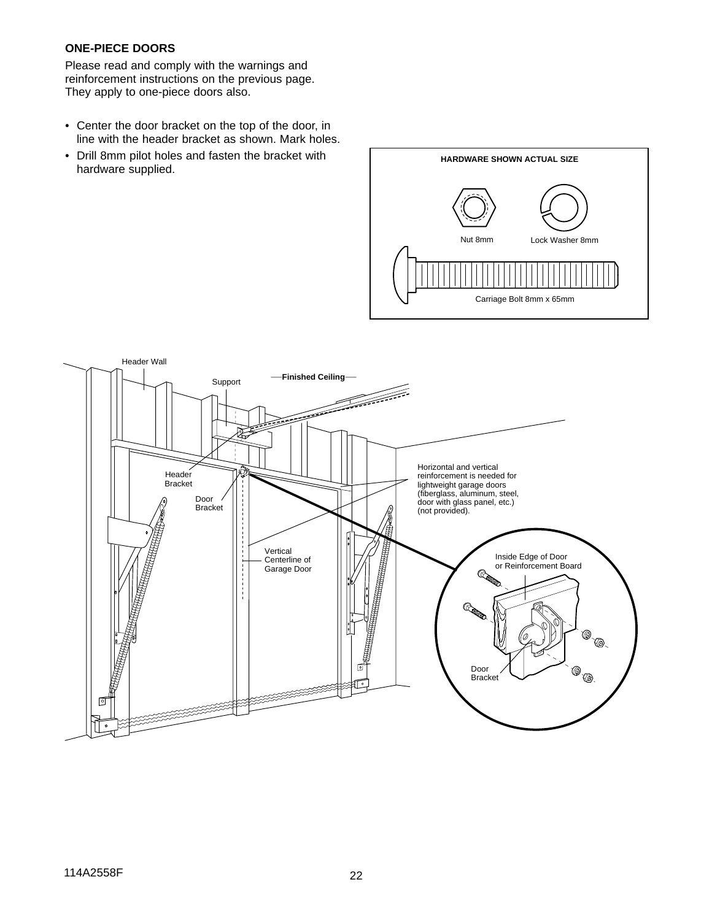## ONE-PIECE DOORS

Please read and comply with the warnings and reinforcement instructions on the previous page. They apply to one-piece doors also.

- Center the door bracket on the top of the door, in line with the header bracket as shown. Mark holes.
- Drill 8mm pilot holes and fasten the bracket with hardware supplied.

**HARDWARE SHOWN ACTUAL SIZE**

Nut 8mm

Lock Washer 8mm

Carriage Bolt 8mm x 65mm

Header Wall

Support

**Finished Ceiling**

Header Bracket

Door Bracket

Vertical Centerline of Garage Door

Horizontal and vertical reinforcement is needed for lightweight garage doors (fiberglass, aluminum, steel, door with glass panel, etc.) (not provided).

Inside Edge of Door or Reinforcement Board

Door Bracket

114A2558F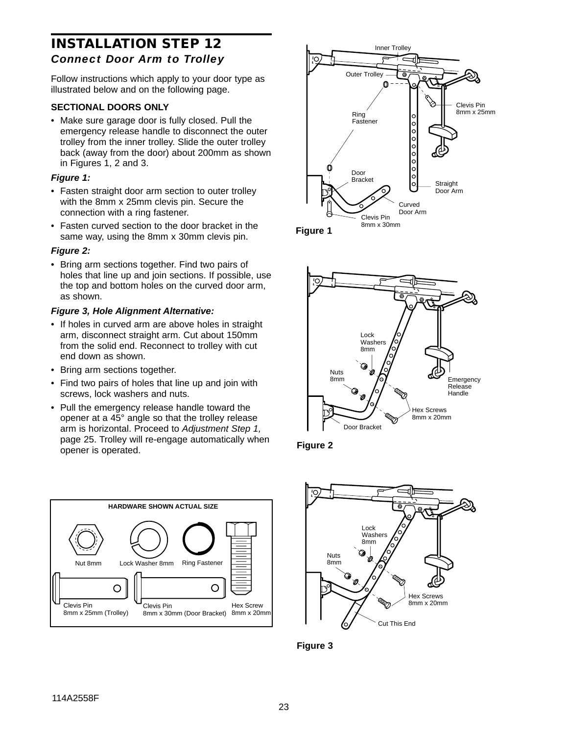# INSTALLATION STEP 12

### *Connect Door Arm to Trolley*

Follow instructions which apply to your door type as illustrated below and on the following page.

**SECTIONAL DOORS ONLY**

- Make sure garage door is fully closed. Pull the emergency release handle to disconnect the outer trolley from the inner trolley. Slide the outer trolley back (away from the door) about 200mm as shown in Figures 1, 2 and 3.

***Figure 1:***

- Fasten straight door arm section to outer trolley with the 8mm x 25mm clevis pin. Secure the connection with a ring fastener.
- Fasten curved section to the door bracket in the same way, using the 8mm x 30mm clevis pin.

***Figure 2:***

- Bring arm sections together. Find two pairs of holes that line up and join sections. If possible, use the top and bottom holes on the curved door arm, as shown.

***Figure 3, Hole Alignment Alternative:***

- If holes in curved arm are above holes in straight arm, disconnect straight arm. Cut about 150mm from the solid end. Reconnect to trolley with cut end down as shown.
- Bring arm sections together.
- Find two pairs of holes that line up and join with screws, lock washers and nuts.
- Pull the emergency release handle toward the opener at a 45° angle so that the trolley release arm is horizontal. Proceed to *Adjustment Step 1,* page 25. Trolley will re-engage automatically when opener is operated.

**HARDWARE SHOWN ACTUAL SIZE**

Nut 8mm | Lock Washer 8mm | Ring Fastener | Clevis Pin 8mm x 25mm (Trolley) | Clevis Pin 8mm x 30mm (Door Bracket) | Hex Screw 8mm x 20mm

Inner Trolley, Outer Trolley, Ring Fastener, Clevis Pin 8mm x 25mm, Door Bracket, Straight Door Arm, Curved Door Arm, Clevis Pin 8mm x 30mm

**Figure 1**

Lock Washers 8mm, Nuts 8mm, Emergency Release Handle, Hex Screws 8mm x 20mm, Door Bracket

**Figure 2**

Lock Washers 8mm, Nuts 8mm, Hex Screws 8mm x 20mm, Cut This End

**Figure 3**

114A2558F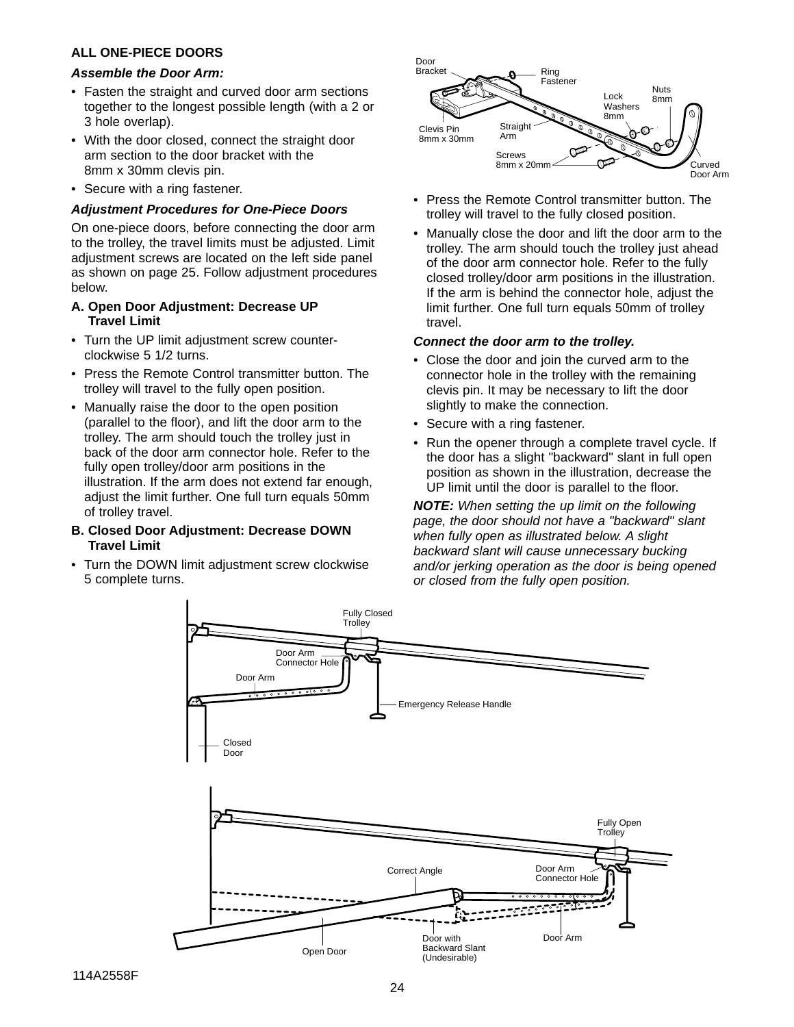## ALL ONE-PIECE DOORS

### *Assemble the Door Arm:*

- Fasten the straight and curved door arm sections together to the longest possible length (with a 2 or 3 hole overlap).
- With the door closed, connect the straight door arm section to the door bracket with the 8mm x 30mm clevis pin.
- Secure with a ring fastener.

### *Adjustment Procedures for One-Piece Doors*

On one-piece doors, before connecting the door arm to the trolley, the travel limits must be adjusted. Limit adjustment screws are located on the left side panel as shown on page 25. Follow adjustment procedures below.

**A. Open Door Adjustment: Decrease UP Travel Limit**

- Turn the UP limit adjustment screw counter-clockwise 5 1/2 turns.
- Press the Remote Control transmitter button. The trolley will travel to the fully open position.
- Manually raise the door to the open position (parallel to the floor), and lift the door arm to the trolley. The arm should touch the trolley just in back of the door arm connector hole. Refer to the fully open trolley/door arm positions in the illustration. If the arm does not extend far enough, adjust the limit further. One full turn equals 50mm of trolley travel.

**B. Closed Door Adjustment: Decrease DOWN Travel Limit**

- Turn the DOWN limit adjustment screw clockwise 5 complete turns.
- Press the Remote Control transmitter button. The trolley will travel to the fully closed position.
- Manually close the door and lift the door arm to the trolley. The arm should touch the trolley just ahead of the door arm connector hole. Refer to the fully closed trolley/door arm positions in the illustration. If the arm is behind the connector hole, adjust the limit further. One full turn equals 50mm of trolley travel.

### *Connect the door arm to the trolley.*

- Close the door and join the curved arm to the connector hole in the trolley with the remaining clevis pin. It may be necessary to lift the door slightly to make the connection.
- Secure with a ring fastener.
- Run the opener through a complete travel cycle. If the door has a slight "backward" slant in full open position as shown in the illustration, decrease the UP limit until the door is parallel to the floor.

***NOTE:*** *When setting the up limit on the following page, the door should not have a "backward" slant when fully open as illustrated below. A slight backward slant will cause unnecessary bucking and/or jerking operation as the door is being opened or closed from the fully open position.*

114A2558F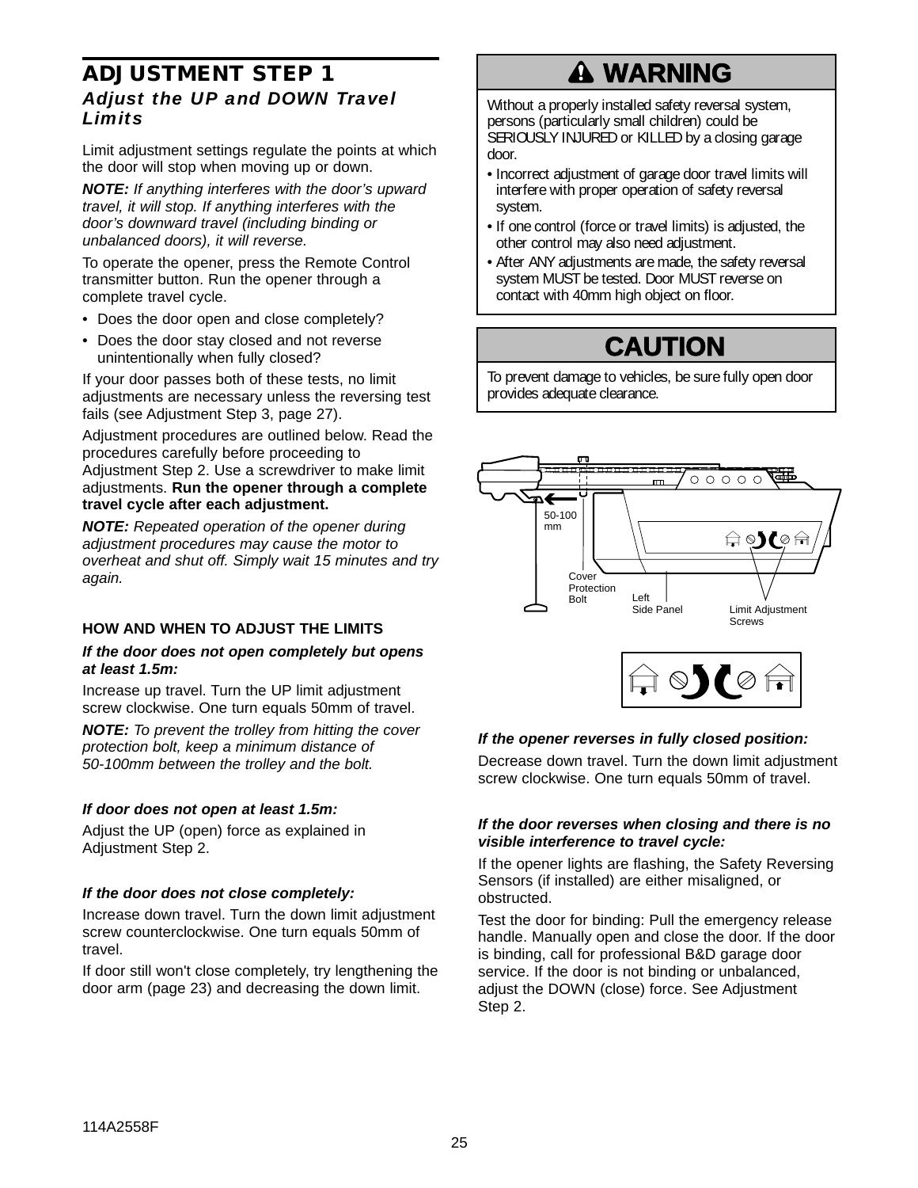## ADJUSTMENT STEP 1

### *Adjust the UP and DOWN Travel Limits*

Limit adjustment settings regulate the points at which the door will stop when moving up or down.

***NOTE:*** *If anything interferes with the door's upward travel, it will stop. If anything interferes with the door's downward travel (including binding or unbalanced doors), it will reverse.*

To operate the opener, press the Remote Control transmitter button. Run the opener through a complete travel cycle.

- Does the door open and close completely?
- Does the door stay closed and not reverse unintentionally when fully closed?

If your door passes both of these tests, no limit adjustments are necessary unless the reversing test fails (see Adjustment Step 3, page 27).

Adjustment procedures are outlined below. Read the procedures carefully before proceeding to Adjustment Step 2. Use a screwdriver to make limit adjustments. **Run the opener through a complete travel cycle after each adjustment.**

***NOTE:*** *Repeated operation of the opener during adjustment procedures may cause the motor to overheat and shut off. Simply wait 15 minutes and try again.*

#### HOW AND WHEN TO ADJUST THE LIMITS

***If the door does not open completely but opens at least 1.5m:***

Increase up travel. Turn the UP limit adjustment screw clockwise. One turn equals 50mm of travel.

***NOTE:*** *To prevent the trolley from hitting the cover protection bolt, keep a minimum distance of 50-100mm between the trolley and the bolt.*

***If door does not open at least 1.5m:***

Adjust the UP (open) force as explained in Adjustment Step 2.

***If the door does not close completely:***

Increase down travel. Turn the down limit adjustment screw counterclockwise. One turn equals 50mm of travel.

If door still won't close completely, try lengthening the door arm (page 23) and decreasing the down limit.

## ⚠ WARNING

Without a properly installed safety reversal system, persons (particularly small children) could be SERIOUSLY INJURED or KILLED by a closing garage door.

- Incorrect adjustment of garage door travel limits will interfere with proper operation of safety reversal system.
- If one control (force or travel limits) is adjusted, the other control may also need adjustment.
- After ANY adjustments are made, the safety reversal system MUST be tested. Door MUST reverse on contact with 40mm high object on floor.

## CAUTION

To prevent damage to vehicles, be sure fully open door provides adequate clearance.

50-100 mm

Cover Protection Bolt

Left Side Panel

Limit Adjustment Screws

***If the opener reverses in fully closed position:***

Decrease down travel. Turn the down limit adjustment screw clockwise. One turn equals 50mm of travel.

***If the door reverses when closing and there is no visible interference to travel cycle:***

If the opener lights are flashing, the Safety Reversing Sensors (if installed) are either misaligned, or obstructed.

Test the door for binding: Pull the emergency release handle. Manually open and close the door. If the door is binding, call for professional B&D garage door service. If the door is not binding or unbalanced, adjust the DOWN (close) force. See Adjustment Step 2.

114A2558F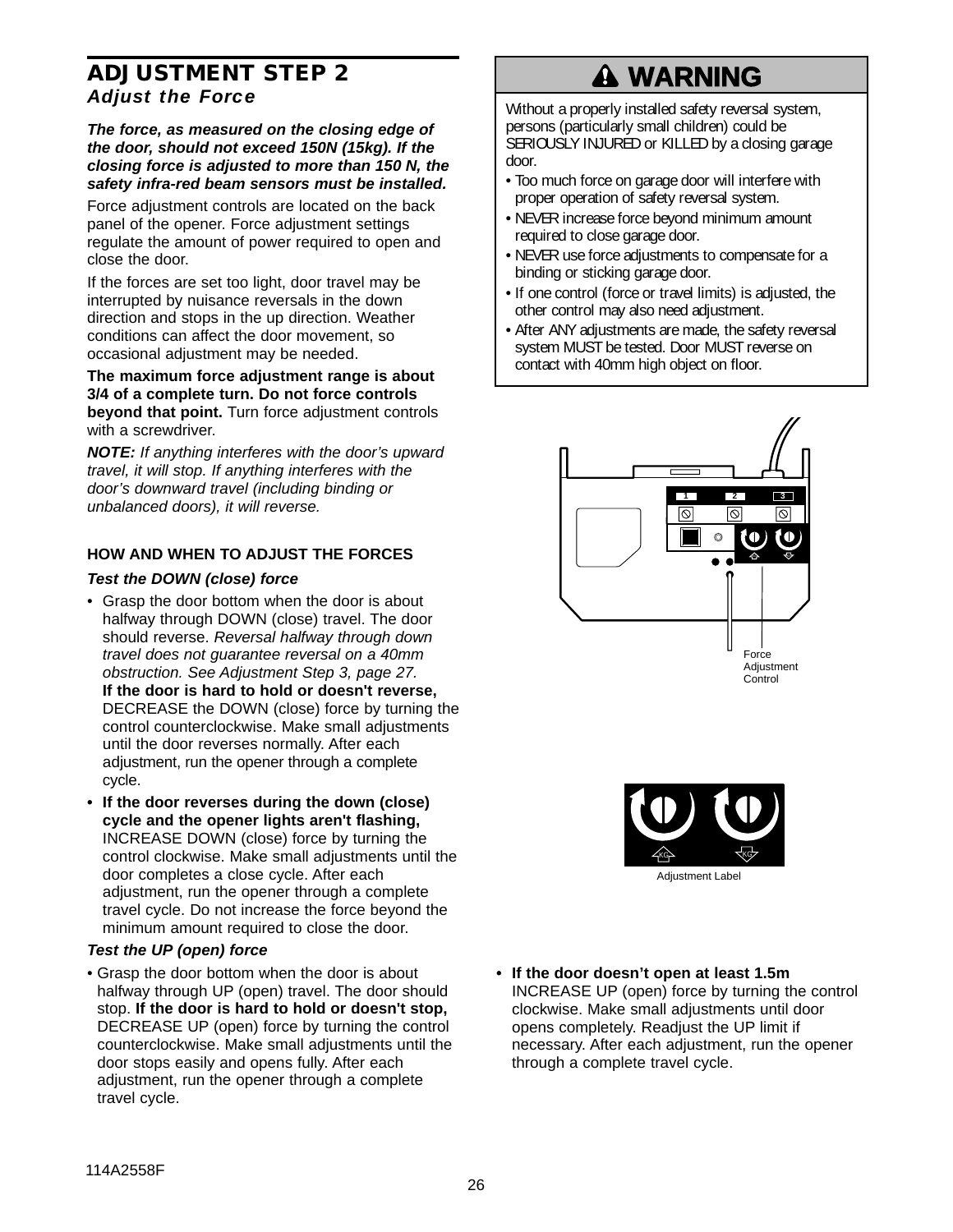## ADJUSTMENT STEP 2

### *Adjust the Force*

***The force, as measured on the closing edge of the door, should not exceed 150N (15kg). If the closing force is adjusted to more than 150 N, the safety infra-red beam sensors must be installed.***

Force adjustment controls are located on the back panel of the opener. Force adjustment settings regulate the amount of power required to open and close the door.

If the forces are set too light, door travel may be interrupted by nuisance reversals in the down direction and stops in the up direction. Weather conditions can affect the door movement, so occasional adjustment may be needed.

**The maximum force adjustment range is about 3/4 of a complete turn. Do not force controls beyond that point.** Turn force adjustment controls with a screwdriver.

***NOTE:*** *If anything interferes with the door's upward travel, it will stop. If anything interferes with the door's downward travel (including binding or unbalanced doors), it will reverse.*

### HOW AND WHEN TO ADJUST THE FORCES

#### *Test the DOWN (close) force*

- Grasp the door bottom when the door is about halfway through DOWN (close) travel. The door should reverse. *Reversal halfway through down travel does not guarantee reversal on a 40mm obstruction. See Adjustment Step 3, page 27.* **If the door is hard to hold or doesn't reverse,** DECREASE the DOWN (close) force by turning the control counterclockwise. Make small adjustments until the door reverses normally. After each adjustment, run the opener through a complete cycle.
- **If the door reverses during the down (close) cycle and the opener lights aren't flashing,** INCREASE DOWN (close) force by turning the control clockwise. Make small adjustments until the door completes a close cycle. After each adjustment, run the opener through a complete travel cycle. Do not increase the force beyond the minimum amount required to close the door.

#### *Test the UP (open) force*

- Grasp the door bottom when the door is about halfway through UP (open) travel. The door should stop. **If the door is hard to hold or doesn't stop,** DECREASE UP (open) force by turning the control counterclockwise. Make small adjustments until the door stops easily and opens fully. After each adjustment, run the opener through a complete travel cycle.

## ⚠ WARNING

Without a properly installed safety reversal system, persons (particularly small children) could be SERIOUSLY INJURED or KILLED by a closing garage door.

- Too much force on garage door will interfere with proper operation of safety reversal system.
- NEVER increase force beyond minimum amount required to close garage door.
- NEVER use force adjustments to compensate for a binding or sticking garage door.
- If one control (force or travel limits) is adjusted, the other control may also need adjustment.
- After ANY adjustments are made, the safety reversal system MUST be tested. Door MUST reverse on contact with 40mm high object on floor.

Force Adjustment Control

Adjustment Label

- **If the door doesn't open at least 1.5m** INCREASE UP (open) force by turning the control clockwise. Make small adjustments until door opens completely. Readjust the UP limit if necessary. After each adjustment, run the opener through a complete travel cycle.

114A2558F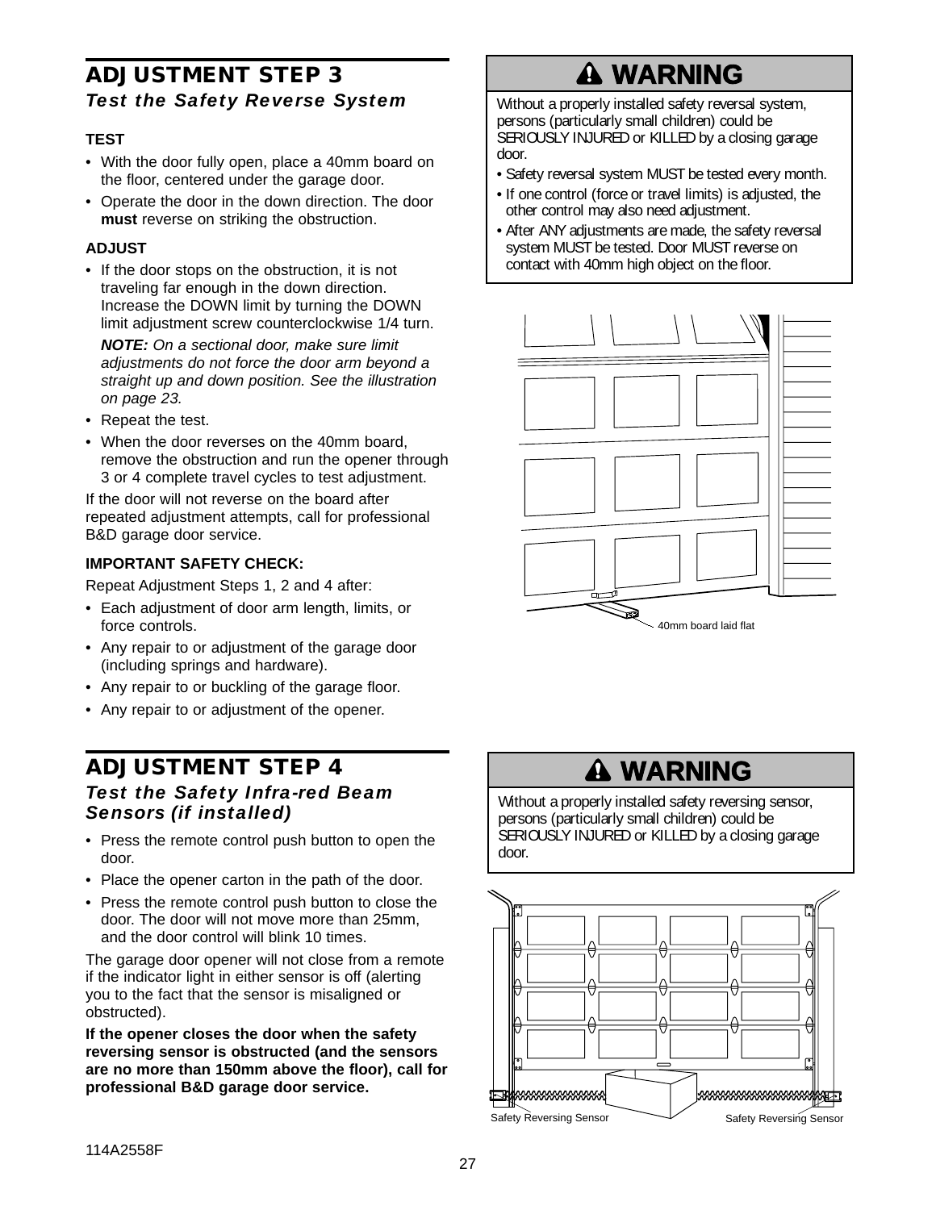## ADJUSTMENT STEP 3

### *Test the Safety Reverse System*

**TEST**

- With the door fully open, place a 40mm board on the floor, centered under the garage door.
- Operate the door in the down direction. The door **must** reverse on striking the obstruction.

**ADJUST**

- If the door stops on the obstruction, it is not traveling far enough in the down direction. Increase the DOWN limit by turning the DOWN limit adjustment screw counterclockwise 1/4 turn.

  ***NOTE:*** *On a sectional door, make sure limit adjustments do not force the door arm beyond a straight up and down position. See the illustration on page 23.*
- Repeat the test.
- When the door reverses on the 40mm board, remove the obstruction and run the opener through 3 or 4 complete travel cycles to test adjustment.

If the door will not reverse on the board after repeated adjustment attempts, call for professional B&D garage door service.

**IMPORTANT SAFETY CHECK:**

Repeat Adjustment Steps 1, 2 and 4 after:

- Each adjustment of door arm length, limits, or force controls.
- Any repair to or adjustment of the garage door (including springs and hardware).
- Any repair to or buckling of the garage floor.
- Any repair to or adjustment of the opener.

### ⚠ WARNING

Without a properly installed safety reversal system, persons (particularly small children) could be SERIOUSLY INJURED or KILLED by a closing garage door.

- Safety reversal system MUST be tested every month.
- If one control (force or travel limits) is adjusted, the other control may also need adjustment.
- After ANY adjustments are made, the safety reversal system MUST be tested. Door MUST reverse on contact with 40mm high object on the floor.

40mm board laid flat

## ADJUSTMENT STEP 4

### *Test the Safety Infra-red Beam Sensors (if installed)*

- Press the remote control push button to open the door.
- Place the opener carton in the path of the door.
- Press the remote control push button to close the door. The door will not move more than 25mm, and the door control will blink 10 times.

The garage door opener will not close from a remote if the indicator light in either sensor is off (alerting you to the fact that the sensor is misaligned or obstructed).

**If the opener closes the door when the safety reversing sensor is obstructed (and the sensors are no more than 150mm above the floor), call for professional B&D garage door service.**

### ⚠ WARNING

Without a properly installed safety reversing sensor, persons (particularly small children) could be SERIOUSLY INJURED or KILLED by a closing garage door.

Safety Reversing Sensor

Safety Reversing Sensor

114A2558F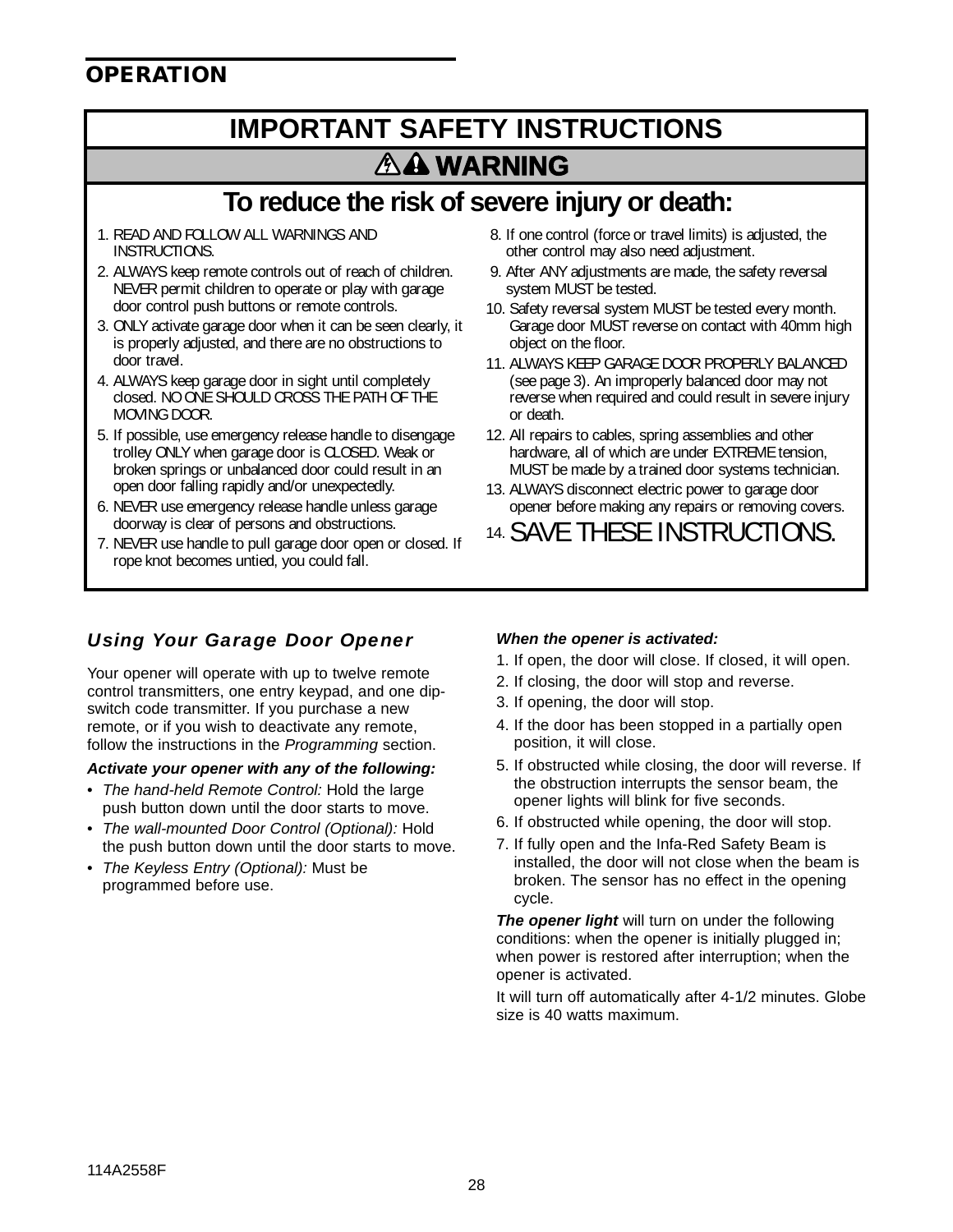## OPERATION

# IMPORTANT SAFETY INSTRUCTIONS

## ⚠ WARNING

## To reduce the risk of severe injury or death:

1. READ AND FOLLOW ALL WARNINGS AND INSTRUCTIONS.
2. ALWAYS keep remote controls out of reach of children. NEVER permit children to operate or play with garage door control push buttons or remote controls.
3. ONLY activate garage door when it can be seen clearly, it is properly adjusted, and there are no obstructions to door travel.
4. ALWAYS keep garage door in sight until completely closed. NO ONE SHOULD CROSS THE PATH OF THE MOVING DOOR.
5. If possible, use emergency release handle to disengage trolley ONLY when garage door is CLOSED. Weak or broken springs or unbalanced door could result in an open door falling rapidly and/or unexpectedly.
6. NEVER use emergency release handle unless garage doorway is clear of persons and obstructions.
7. NEVER use handle to pull garage door open or closed. If rope knot becomes untied, you could fall.
8. If one control (force or travel limits) is adjusted, the other control may also need adjustment.
9. After ANY adjustments are made, the safety reversal system MUST be tested.
10. Safety reversal system MUST be tested every month. Garage door MUST reverse on contact with 40mm high object on the floor.
11. ALWAYS KEEP GARAGE DOOR PROPERLY BALANCED (see page 3). An improperly balanced door may not reverse when required and could result in severe injury or death.
12. All repairs to cables, spring assemblies and other hardware, all of which are under EXTREME tension, MUST be made by a trained door systems technician.
13. ALWAYS disconnect electric power to garage door opener before making any repairs or removing covers.
14. SAVE THESE INSTRUCTIONS.

### *Using Your Garage Door Opener*

Your opener will operate with up to twelve remote control transmitters, one entry keypad, and one dip-switch code transmitter. If you purchase a new remote, or if you wish to deactivate any remote, follow the instructions in the *Programming* section.

***Activate your opener with any of the following:***

- *The hand-held Remote Control:* Hold the large push button down until the door starts to move.
- *The wall-mounted Door Control (Optional):* Hold the push button down until the door starts to move.
- *The Keyless Entry (Optional):* Must be programmed before use.

***When the opener is activated:***

1. If open, the door will close. If closed, it will open.
2. If closing, the door will stop and reverse.
3. If opening, the door will stop.
4. If the door has been stopped in a partially open position, it will close.
5. If obstructed while closing, the door will reverse. If the obstruction interrupts the sensor beam, the opener lights will blink for five seconds.
6. If obstructed while opening, the door will stop.
7. If fully open and the Infa-Red Safety Beam is installed, the door will not close when the beam is broken. The sensor has no effect in the opening cycle.

***The opener light*** will turn on under the following conditions: when the opener is initially plugged in; when power is restored after interruption; when the opener is activated.

It will turn off automatically after 4-1/2 minutes. Globe size is 40 watts maximum.

114A2558F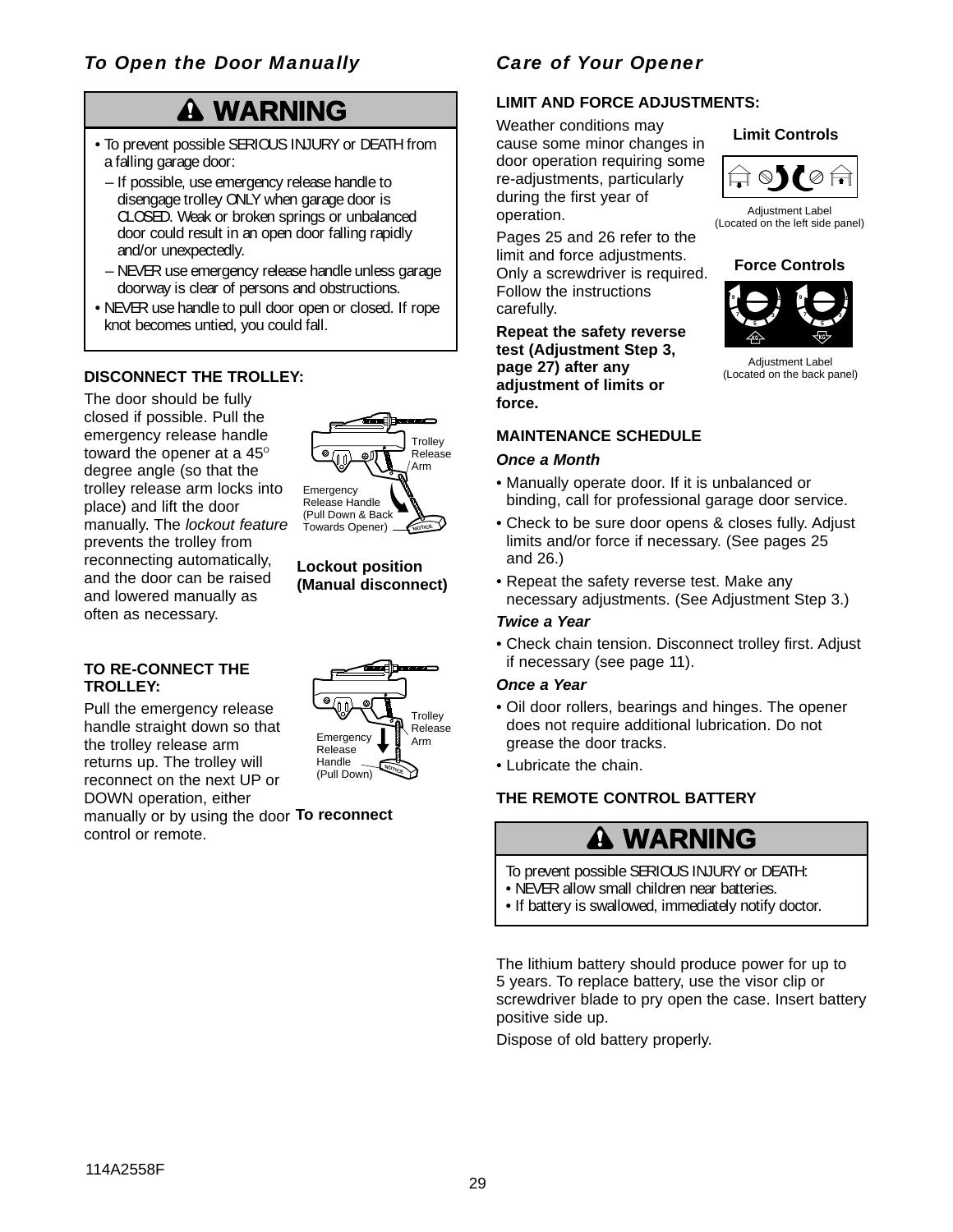## *To Open the Door Manually*

### ⚠ WARNING

- To prevent possible SERIOUS INJURY or DEATH from a falling garage door:
  - If possible, use emergency release handle to disengage trolley ONLY when garage door is CLOSED. Weak or broken springs or unbalanced door could result in an open door falling rapidly and/or unexpectedly.
  - NEVER use emergency release handle unless garage doorway is clear of persons and obstructions.
- NEVER use handle to pull door open or closed. If rope knot becomes untied, you could fall.

**DISCONNECT THE TROLLEY:**

The door should be fully closed if possible. Pull the emergency release handle toward the opener at a 45° degree angle (so that the trolley release arm locks into place) and lift the door manually. The *lockout feature* prevents the trolley from reconnecting automatically, and the door can be raised and lowered manually as often as necessary.

Trolley Release Arm

Emergency Release Handle (Pull Down & Back Towards Opener)

**Lockout position (Manual disconnect)**

**TO RE-CONNECT THE TROLLEY:**

Pull the emergency release handle straight down so that the trolley release arm returns up. The trolley will reconnect on the next UP or DOWN operation, either manually or by using the door control or remote.

Trolley Release Arm

Emergency Release Handle (Pull Down)

**To reconnect**

## *Care of Your Opener*

**LIMIT AND FORCE ADJUSTMENTS:**

Weather conditions may cause some minor changes in door operation requiring some re-adjustments, particularly during the first year of operation.

Pages 25 and 26 refer to the limit and force adjustments. Only a screwdriver is required. Follow the instructions carefully.

**Repeat the safety reverse test (Adjustment Step 3, page 27) after any adjustment of limits or force.**

**Limit Controls**

Adjustment Label
(Located on the left side panel)

**Force Controls**

Adjustment Label
(Located on the back panel)

**MAINTENANCE SCHEDULE**

***Once a Month***

- Manually operate door. If it is unbalanced or binding, call for professional garage door service.
- Check to be sure door opens & closes fully. Adjust limits and/or force if necessary. (See pages 25 and 26.)
- Repeat the safety reverse test. Make any necessary adjustments. (See Adjustment Step 3.)

***Twice a Year***

- Check chain tension. Disconnect trolley first. Adjust if necessary (see page 11).

***Once a Year***

- Oil door rollers, bearings and hinges. The opener does not require additional lubrication. Do not grease the door tracks.
- Lubricate the chain.

**THE REMOTE CONTROL BATTERY**

### ⚠ WARNING

To prevent possible SERIOUS INJURY or DEATH:
- NEVER allow small children near batteries.
- If battery is swallowed, immediately notify doctor.

The lithium battery should produce power for up to 5 years. To replace battery, use the visor clip or screwdriver blade to pry open the case. Insert battery positive side up.

Dispose of old battery properly.

114A2558F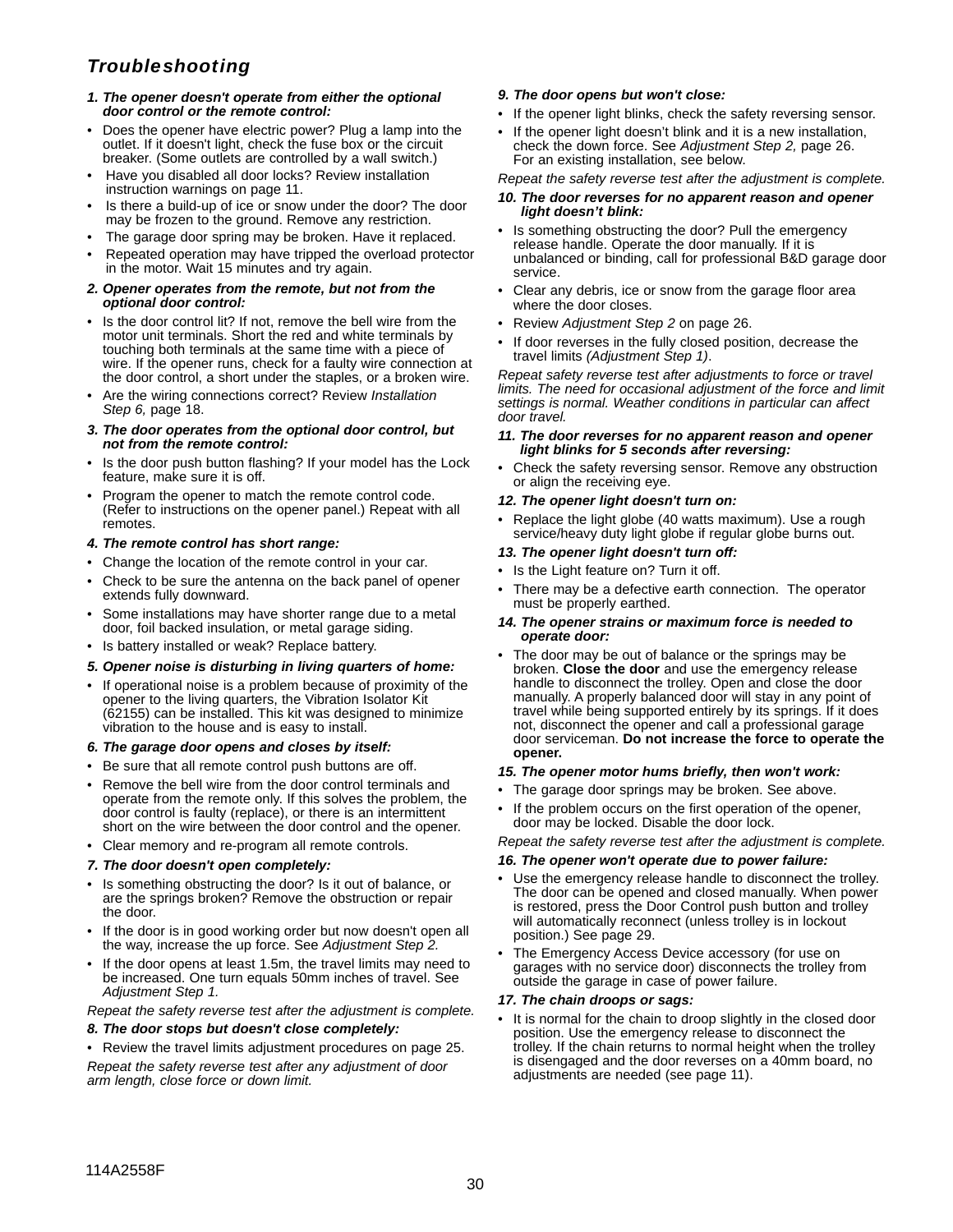## *Troubleshooting*

***1. The opener doesn't operate from either the optional door control or the remote control:***

- Does the opener have electric power? Plug a lamp into the outlet. If it doesn't light, check the fuse box or the circuit breaker. (Some outlets are controlled by a wall switch.)
- Have you disabled all door locks? Review installation instruction warnings on page 11.
- Is there a build-up of ice or snow under the door? The door may be frozen to the ground. Remove any restriction.
- The garage door spring may be broken. Have it replaced.
- Repeated operation may have tripped the overload protector in the motor. Wait 15 minutes and try again.

***2. Opener operates from the remote, but not from the optional door control:***

- Is the door control lit? If not, remove the bell wire from the motor unit terminals. Short the red and white terminals by touching both terminals at the same time with a piece of wire. If the opener runs, check for a faulty wire connection at the door control, a short under the staples, or a broken wire.
- Are the wiring connections correct? Review *Installation Step 6,* page 18.

***3. The door operates from the optional door control, but not from the remote control:***

- Is the door push button flashing? If your model has the Lock feature, make sure it is off.
- Program the opener to match the remote control code. (Refer to instructions on the opener panel.) Repeat with all remotes.

***4. The remote control has short range:***

- Change the location of the remote control in your car.
- Check to be sure the antenna on the back panel of opener extends fully downward.
- Some installations may have shorter range due to a metal door, foil backed insulation, or metal garage siding.
- Is battery installed or weak? Replace battery.

***5. Opener noise is disturbing in living quarters of home:***

- If operational noise is a problem because of proximity of the opener to the living quarters, the Vibration Isolator Kit (62155) can be installed. This kit was designed to minimize vibration to the house and is easy to install.

***6. The garage door opens and closes by itself:***

- Be sure that all remote control push buttons are off.
- Remove the bell wire from the door control terminals and operate from the remote only. If this solves the problem, the door control is faulty (replace), or there is an intermittent short on the wire between the door control and the opener.
- Clear memory and re-program all remote controls.

***7. The door doesn't open completely:***

- Is something obstructing the door? Is it out of balance, or are the springs broken? Remove the obstruction or repair the door.
- If the door is in good working order but now doesn't open all the way, increase the up force. See *Adjustment Step 2.*
- If the door opens at least 1.5m, the travel limits may need to be increased. One turn equals 50mm inches of travel. See *Adjustment Step 1.*

*Repeat the safety reverse test after the adjustment is complete.*

***8. The door stops but doesn't close completely:***

- Review the travel limits adjustment procedures on page 25.

*Repeat the safety reverse test after any adjustment of door arm length, close force or down limit.*

***9. The door opens but won't close:***

- If the opener light blinks, check the safety reversing sensor.
- If the opener light doesn't blink and it is a new installation, check the down force. See *Adjustment Step 2,* page 26. For an existing installation, see below.

*Repeat the safety reverse test after the adjustment is complete.*

***10. The door reverses for no apparent reason and opener light doesn't blink:***

- Is something obstructing the door? Pull the emergency release handle. Operate the door manually. If it is unbalanced or binding, call for professional B&D garage door service.
- Clear any debris, ice or snow from the garage floor area where the door closes.
- Review *Adjustment Step 2* on page 26.
- If door reverses in the fully closed position, decrease the travel limits *(Adjustment Step 1)*.

*Repeat safety reverse test after adjustments to force or travel limits. The need for occasional adjustment of the force and limit settings is normal. Weather conditions in particular can affect door travel.*

***11. The door reverses for no apparent reason and opener light blinks for 5 seconds after reversing:***

- Check the safety reversing sensor. Remove any obstruction or align the receiving eye.

***12. The opener light doesn't turn on:***

- Replace the light globe (40 watts maximum). Use a rough service/heavy duty light globe if regular globe burns out.

***13. The opener light doesn't turn off:***

- Is the Light feature on? Turn it off.
- There may be a defective earth connection. The operator must be properly earthed.

***14. The opener strains or maximum force is needed to operate door:***

- The door may be out of balance or the springs may be broken. **Close the door** and use the emergency release handle to disconnect the trolley. Open and close the door manually. A properly balanced door will stay in any point of travel while being supported entirely by its springs. If it does not, disconnect the opener and call a professional garage door serviceman. **Do not increase the force to operate the opener.**

***15. The opener motor hums briefly, then won't work:***

- The garage door springs may be broken. See above.
- If the problem occurs on the first operation of the opener, door may be locked. Disable the door lock.

*Repeat the safety reverse test after the adjustment is complete.*

***16. The opener won't operate due to power failure:***

- Use the emergency release handle to disconnect the trolley. The door can be opened and closed manually. When power is restored, press the Door Control push button and trolley will automatically reconnect (unless trolley is in lockout position.) See page 29.
- The Emergency Access Device accessory (for use on garages with no service door) disconnects the trolley from outside the garage in case of power failure.

***17. The chain droops or sags:***

- It is normal for the chain to droop slightly in the closed door position. Use the emergency release to disconnect the trolley. If the chain returns to normal height when the trolley is disengaged and the door reverses on a 40mm board, no adjustments are needed (see page 11).

114A2558F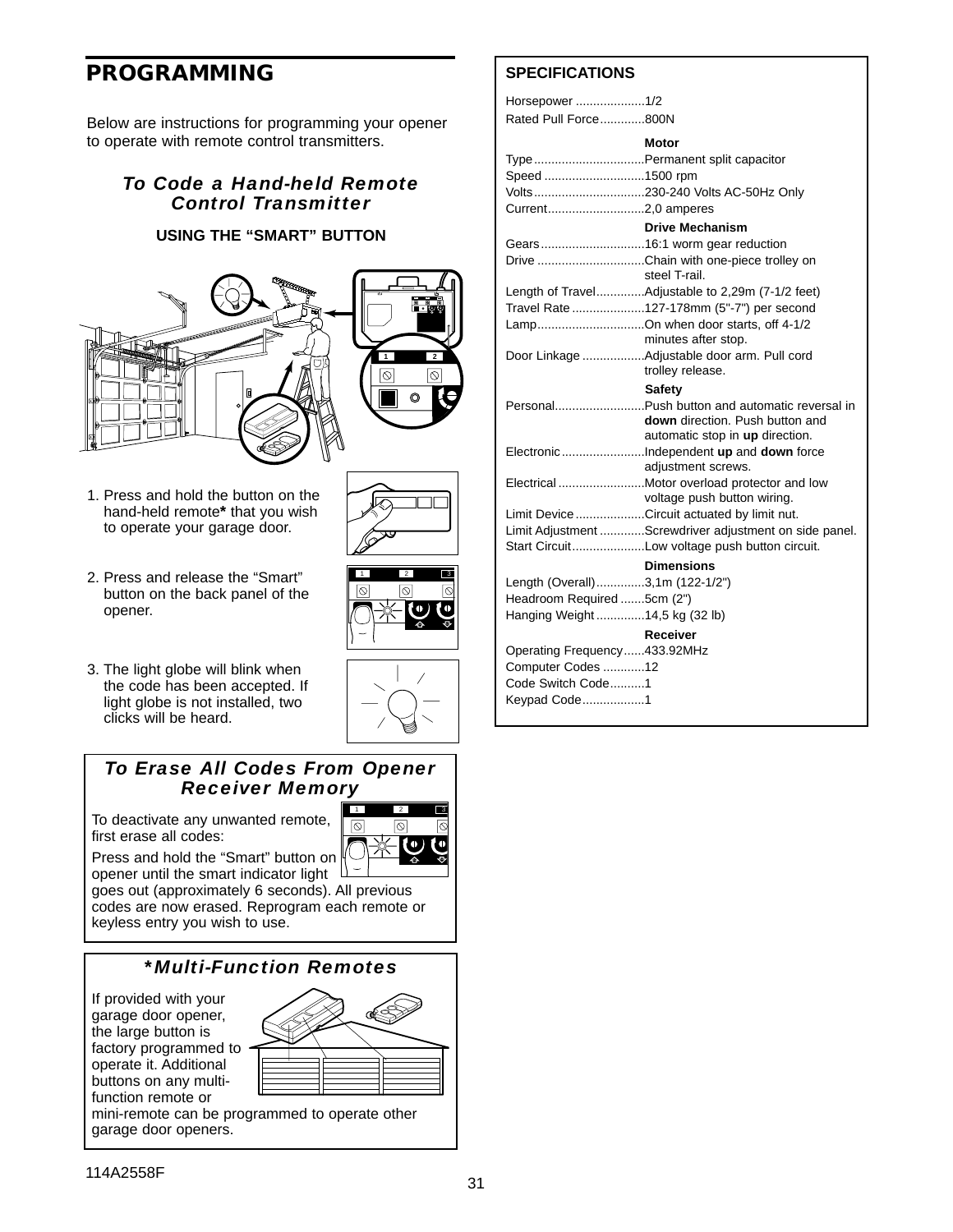# PROGRAMMING

Below are instructions for programming your opener to operate with remote control transmitters.

### *To Code a Hand-held Remote Control Transmitter*

**USING THE "SMART" BUTTON**

1. Press and hold the button on the hand-held remote* that you wish to operate your garage door.
2. Press and release the "Smart" button on the back panel of the opener.
3. The light globe will blink when the code has been accepted. If light globe is not installed, two clicks will be heard.

### *To Erase All Codes From Opener Receiver Memory*

To deactivate any unwanted remote, first erase all codes:

Press and hold the "Smart" button on opener until the smart indicator light goes out (approximately 6 seconds). All previous codes are now erased. Reprogram each remote or keyless entry you wish to use.

### *\*Multi-Function Remotes*

If provided with your garage door opener, the large button is factory programmed to operate it. Additional buttons on any multi-function remote or mini-remote can be programmed to operate other garage door openers.

## SPECIFICATIONS

| | |
|---|---|
| Horsepower | 1/2 |
| Rated Pull Force | 800N |
| | **Motor** |
| Type | Permanent split capacitor |
| Speed | 1500 rpm |
| Volts | 230-240 Volts AC-50Hz Only |
| Current | 2,0 amperes |
| | **Drive Mechanism** |
| Gears | 16:1 worm gear reduction |
| Drive | Chain with one-piece trolley on steel T-rail. |
| Length of Travel | Adjustable to 2,29m (7-1/2 feet) |
| Travel Rate | 127-178mm (5"-7") per second |
| Lamp | On when door starts, off 4-1/2 minutes after stop. |
| Door Linkage | Adjustable door arm. Pull cord trolley release. |
| | **Safety** |
| Personal | Push button and automatic reversal in **down** direction. Push button and automatic stop in **up** direction. |
| Electronic | Independent **up** and **down** force adjustment screws. |
| Electrical | Motor overload protector and low voltage push button wiring. |
| Limit Device | Circuit actuated by limit nut. |
| Limit Adjustment | Screwdriver adjustment on side panel. |
| Start Circuit | Low voltage push button circuit. |
| | **Dimensions** |
| Length (Overall) | 3,1m (122-1/2") |
| Headroom Required | 5cm (2") |
| Hanging Weight | 14,5 kg (32 lb) |
| | **Receiver** |
| Operating Frequency | 433.92MHz |
| Computer Codes | 12 |
| Code Switch Code | 1 |
| Keypad Code | 1 |

114A2558F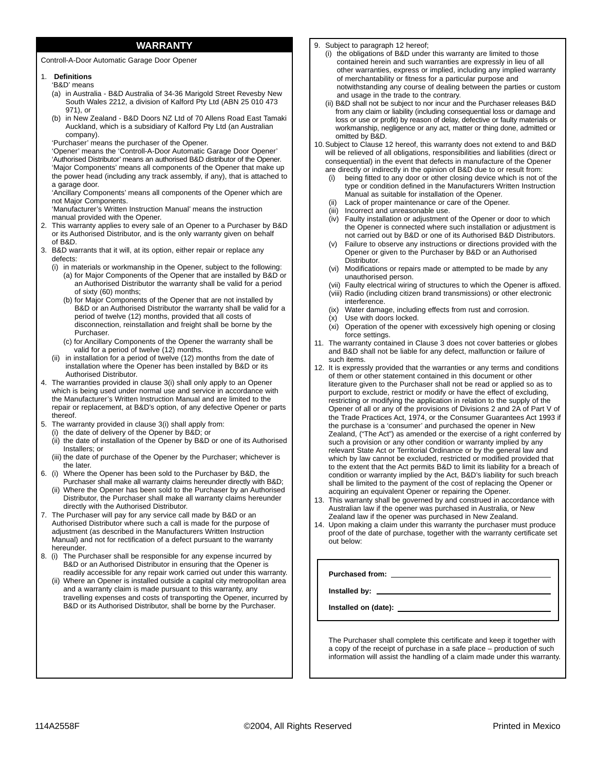## WARRANTY

Controll-A-Door Automatic Garage Door Opener

1. **Definitions**

   'B&D' means

   (a) in Australia - B&D Australia of 34-36 Marigold Street Revesby New South Wales 2212, a division of Kalford Pty Ltd (ABN 25 010 473 971), or

   (b) in New Zealand - B&D Doors NZ Ltd of 70 Allens Road East Tamaki Auckland, which is a subsidiary of Kalford Pty Ltd (an Australian company).

   'Purchaser' means the purchaser of the Opener.

   'Opener' means the 'Controll-A-Door Automatic Garage Door Opener'

   'Authorised Distributor' means an authorised B&D distributor of the Opener.

   'Major Components' means all components of the Opener that make up the power head (including any track assembly, if any), that is attached to a garage door.

   'Ancillary Components' means all components of the Opener which are not Major Components.

   'Manufacturer's Written Instruction Manual' means the instruction manual provided with the Opener.

2. This warranty applies to every sale of an Opener to a Purchaser by B&D or its Authorised Distributor, and is the only warranty given on behalf of B&D.

3. B&D warrants that it will, at its option, either repair or replace any defects:

   (i) in materials or workmanship in the Opener, subject to the following:

      (a) for Major Components of the Opener that are installed by B&D or an Authorised Distributor the warranty shall be valid for a period of sixty (60) months;

      (b) for Major Components of the Opener that are not installed by B&D or an Authorised Distributor the warranty shall be valid for a period of twelve (12) months, provided that all costs of disconnection, reinstallation and freight shall be borne by the Purchaser.

      (c) for Ancillary Components of the Opener the warranty shall be valid for a period of twelve (12) months.

   (ii) in installation for a period of twelve (12) months from the date of installation where the Opener has been installed by B&D or its Authorised Distributor.

4. The warranties provided in clause 3(i) shall only apply to an Opener which is being used under normal use and service in accordance with the Manufacturer's Written Instruction Manual and are limited to the repair or replacement, at B&D's option, of any defective Opener or parts thereof.

5. The warranty provided in clause 3(i) shall apply from:

   (i) the date of delivery of the Opener by B&D; or

   (ii) the date of installation of the Opener by B&D or one of its Authorised Installers; or

   (iii) the date of purchase of the Opener by the Purchaser; whichever is the later.

6. (i) Where the Opener has been sold to the Purchaser by B&D, the Purchaser shall make all warranty claims hereunder directly with B&D;

   (ii) Where the Opener has been sold to the Purchaser by an Authorised Distributor, the Purchaser shall make all warranty claims hereunder directly with the Authorised Distributor.

7. The Purchaser will pay for any service call made by B&D or an Authorised Distributor where such a call is made for the purpose of adjustment (as described in the Manufacturers Written Instruction Manual) and not for rectification of a defect pursuant to the warranty hereunder.

8. (i) The Purchaser shall be responsible for any expense incurred by B&D or an Authorised Distributor in ensuring that the Opener is readily accessible for any repair work carried out under this warranty.

   (ii) Where an Opener is installed outside a capital city metropolitan area and a warranty claim is made pursuant to this warranty, any travelling expenses and costs of transporting the Opener, incurred by B&D or its Authorised Distributor, shall be borne by the Purchaser.

9. Subject to paragraph 12 hereof;

   (i) the obligations of B&D under this warranty are limited to those contained herein and such warranties are expressly in lieu of all other warranties, express or implied, including any implied warranty of merchantability or fitness for a particular purpose and notwithstanding any course of dealing between the parties or custom and usage in the trade to the contrary.

   (ii) B&D shall not be subject to nor incur and the Purchaser releases B&D from any claim or liability (including consequential loss or damage and loss or use or profit) by reason of delay, defective or faulty materials or workmanship, negligence or any act, matter or thing done, admitted or omitted by B&D.

10. Subject to Clause 12 hereof, this warranty does not extend to and B&D will be relieved of all obligations, responsibilities and liabilities (direct or consequential) in the event that defects in manufacture of the Opener are directly or indirectly in the opinion of B&D due to or result from:

    (i) being fitted to any door or other closing device which is not of the type or condition defined in the Manufacturers Written Instruction Manual as suitable for installation of the Opener.

    (ii) Lack of proper maintenance or care of the Opener.

    (iii) Incorrect and unreasonable use.

    (iv) Faulty installation or adjustment of the Opener or door to which the Opener is connected where such installation or adjustment is not carried out by B&D or one of its Authorised B&D Distributors.

    (v) Failure to observe any instructions or directions provided with the Opener or given to the Purchaser by B&D or an Authorised Distributor.

    (vi) Modifications or repairs made or attempted to be made by any unauthorised person.

    (vii) Faulty electrical wiring of structures to which the Opener is affixed.

    (viii) Radio (including citizen brand transmissions) or other electronic interference.

    (ix) Water damage, including effects from rust and corrosion.

    (x) Use with doors locked.

    (xi) Operation of the opener with excessively high opening or closing force settings.

11. The warranty contained in Clause 3 does not cover batteries or globes and B&D shall not be liable for any defect, malfunction or failure of such items.

12. It is expressly provided that the warranties or any terms and conditions of them or other statement contained in this document or other literature given to the Purchaser shall not be read or applied so as to purport to exclude, restrict or modify or have the effect of excluding, restricting or modifying the application in relation to the supply of the Opener of all or any of the provisions of Divisions 2 and 2A of Part V of the Trade Practices Act, 1974, or the Consumer Guarantees Act 1993 if the purchase is a 'consumer' and purchased the opener in New Zealand, ("The Act") as amended or the exercise of a right conferred by such a provision or any other condition or warranty implied by any relevant State Act or Territorial Ordinance or by the general law and which by law cannot be excluded, restricted or modified provided that to the extent that the Act permits B&D to limit its liability for a breach of condition or warranty implied by the Act, B&D's liability for such breach shall be limited to the payment of the cost of replacing the Opener or acquiring an equivalent Opener or repairing the Opener.

13. This warranty shall be governed by and construed in accordance with Australian law if the opener was purchased in Australia, or New Zealand law if the opener was purchased in New Zealand.

14. Upon making a claim under this warranty the purchaser must produce proof of the date of purchase, together with the warranty certificate set out below:

**Purchased from:** ______________________________

**Installed by:** ______________________________

**Installed on (date):** ______________________________

The Purchaser shall complete this certificate and keep it together with a copy of the receipt of purchase in a safe place – production of such information will assist the handling of a claim made under this warranty.

114A2558F ©2004, All Rights Reserved Printed in Mexico